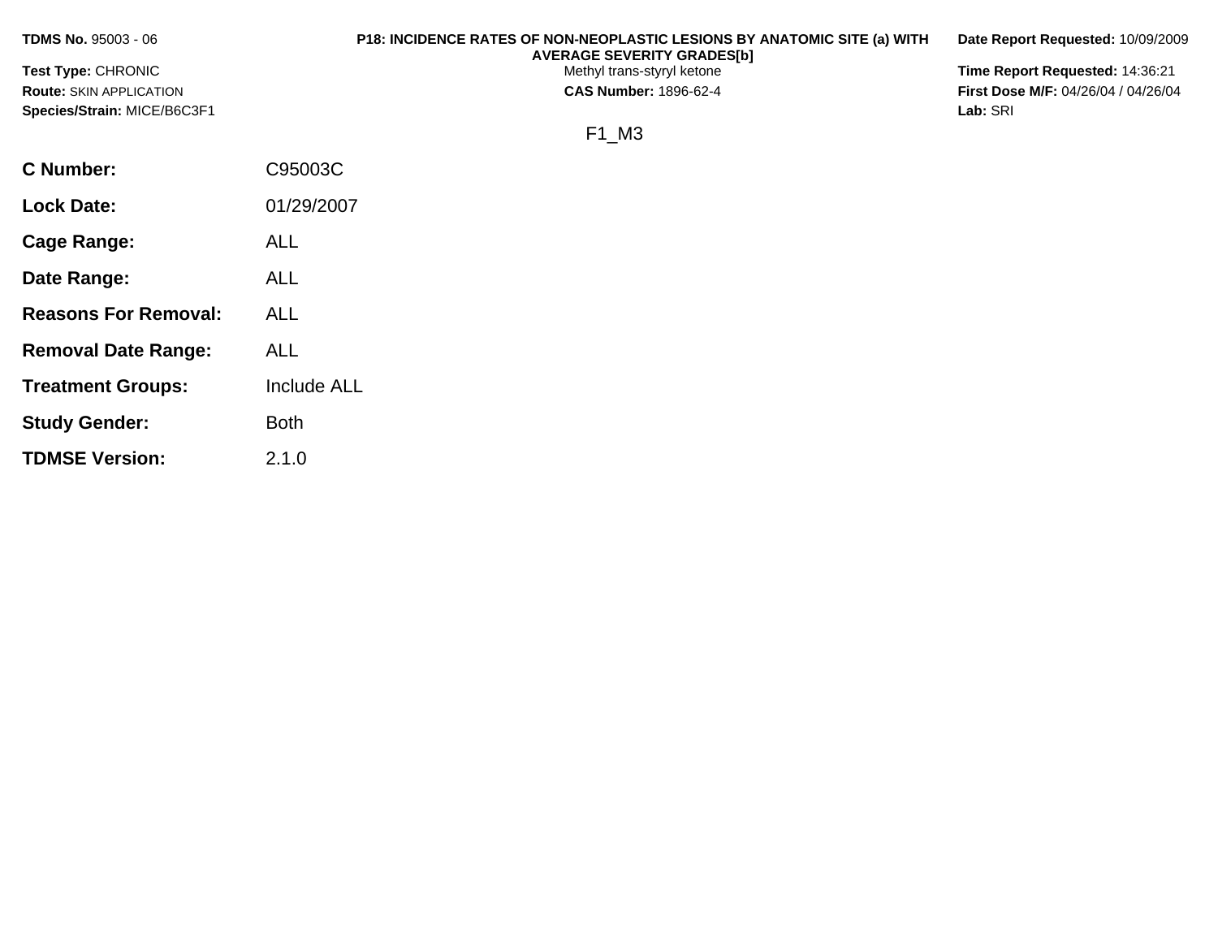**TDMS No.** 95003 - 06

**Test Type:** CHRONIC

**Route:** SKIN APPLICATION

**Species/Strain:** MICE/B6C3F1

**P18: INCIDENCE RATES OF NON-NEOPLASTIC LESIONS BY ANATOMIC SITE (a) WITH AVERAGE SEVERITY GRADES[b]**

Methyl trans-styryl ketone

**CAS Number:** 1896-62-4

**Date Report Requested:** 10/09/2009

**Time Report Requested:** 14:36:21

**First Dose M/F:** 04/26/04 / 04/26/04

**Lab:** SRI

F1_M3

| | |
|---|---|
| **C Number:** | C95003C |
| **Lock Date:** | 01/29/2007 |
| **Cage Range:** | ALL |
| **Date Range:** | ALL |
| **Reasons For Removal:** | ALL |
| **Removal Date Range:** | ALL |
| **Treatment Groups:** | Include ALL |
| **Study Gender:** | Both |
| **TDMSE Version:** | 2.1.0 |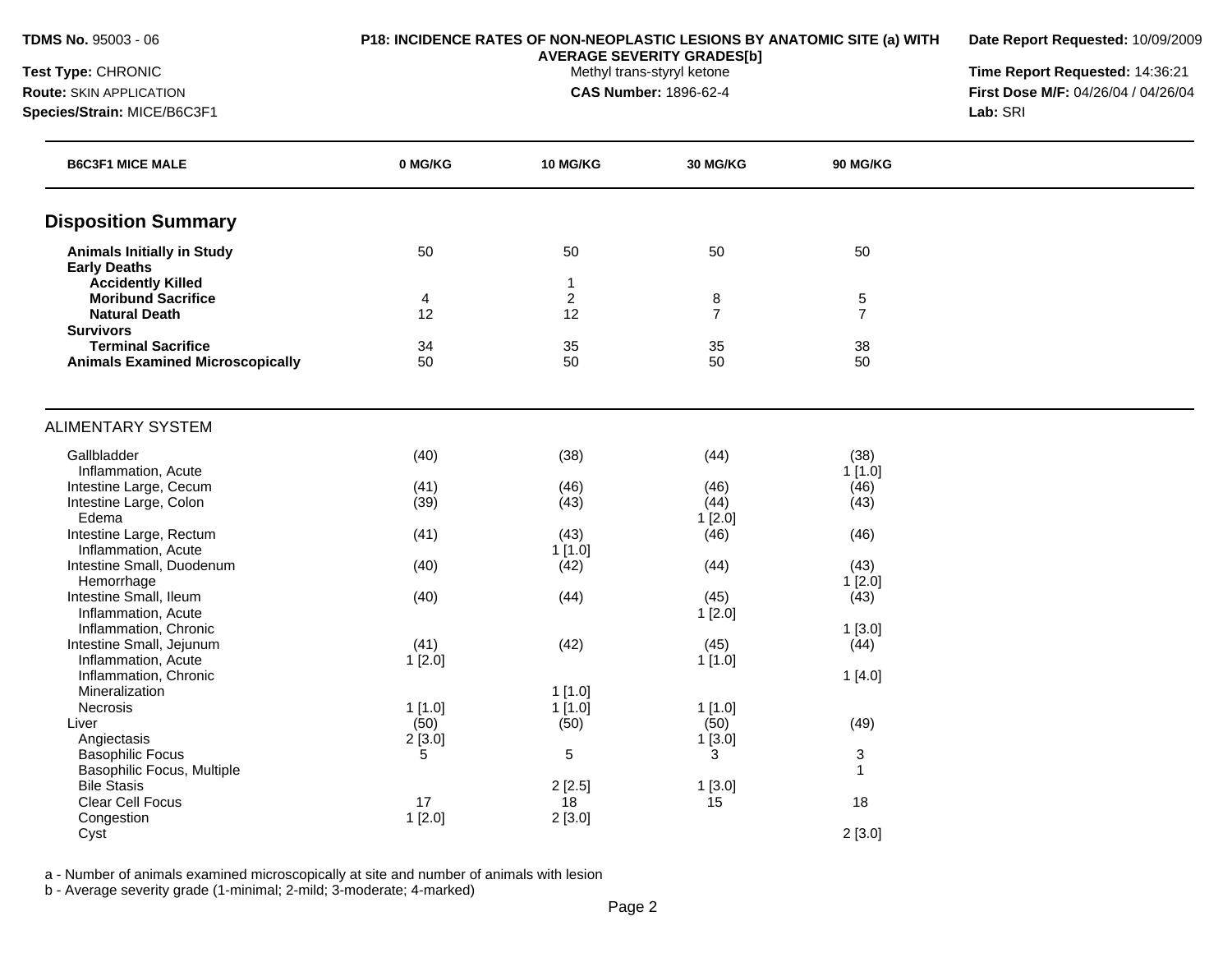**TDMS No.** 95003 - 06

**Test Type:** CHRONIC

**Route:** SKIN APPLICATION

**Species/Strain:** MICE/B6C3F1

**P18: INCIDENCE RATES OF NON-NEOPLASTIC LESIONS BY ANATOMIC SITE (a) WITH AVERAGE SEVERITY GRADES[b]**

Methyl trans-styryl ketone

**CAS Number:** 1896-62-4

**Date Report Requested:** 10/09/2009

**Time Report Requested:** 14:36:21

**First Dose M/F:** 04/26/04 / 04/26/04

**Lab:** SRI

| B6C3F1 MICE MALE | 0 MG/KG | 10 MG/KG | 30 MG/KG | 90 MG/KG |
|---|---|---|---|---|
| **Disposition Summary** | | | | |
| **Animals Initially in Study** | 50 | 50 | 50 | 50 |
| **Early Deaths** | | | | |
| **Accidently Killed** | | 1 | | |
| **Moribund Sacrifice** | 4 | 2 | 8 | 5 |
| **Natural Death** | 12 | 12 | 7 | 7 |
| **Survivors** | | | | |
| **Terminal Sacrifice** | 34 | 35 | 35 | 38 |
| **Animals Examined Microscopically** | 50 | 50 | 50 | 50 |
| ALIMENTARY SYSTEM | | | | |
| Gallbladder | (40) | (38) | (44) | (38) |
| Inflammation, Acute | | | | 1 [1.0] |
| Intestine Large, Cecum | (41) | (46) | (46) | (46) |
| Intestine Large, Colon | (39) | (43) | (44) | (43) |
| Edema | | | 1 [2.0] | |
| Intestine Large, Rectum | (41) | (43) | (46) | (46) |
| Inflammation, Acute | | 1 [1.0] | | |
| Intestine Small, Duodenum | (40) | (42) | (44) | (43) |
| Hemorrhage | | | | 1 [2.0] |
| Intestine Small, Ileum | (40) | (44) | (45) | (43) |
| Inflammation, Acute | | | 1 [2.0] | |
| Inflammation, Chronic | | | | 1 [3.0] |
| Intestine Small, Jejunum | (41) | (42) | (45) | (44) |
| Inflammation, Acute | 1 [2.0] | | 1 [1.0] | |
| Inflammation, Chronic | | | | 1 [4.0] |
| Mineralization | | 1 [1.0] | | |
| Necrosis | 1 [1.0] | 1 [1.0] | 1 [1.0] | |
| Liver | (50) | (50) | (50) | (49) |
| Angiectasis | 2 [3.0] | | 1 [3.0] | |
| Basophilic Focus | 5 | 5 | 3 | 3 |
| Basophilic Focus, Multiple | | | | 1 |
| Bile Stasis | | 2 [2.5] | 1 [3.0] | |
| Clear Cell Focus | 17 | 18 | 15 | 18 |
| Congestion | 1 [2.0] | 2 [3.0] | | |
| Cyst | | | | 2 [3.0] |

a - Number of animals examined microscopically at site and number of animals with lesion

b - Average severity grade (1-minimal; 2-mild; 3-moderate; 4-marked)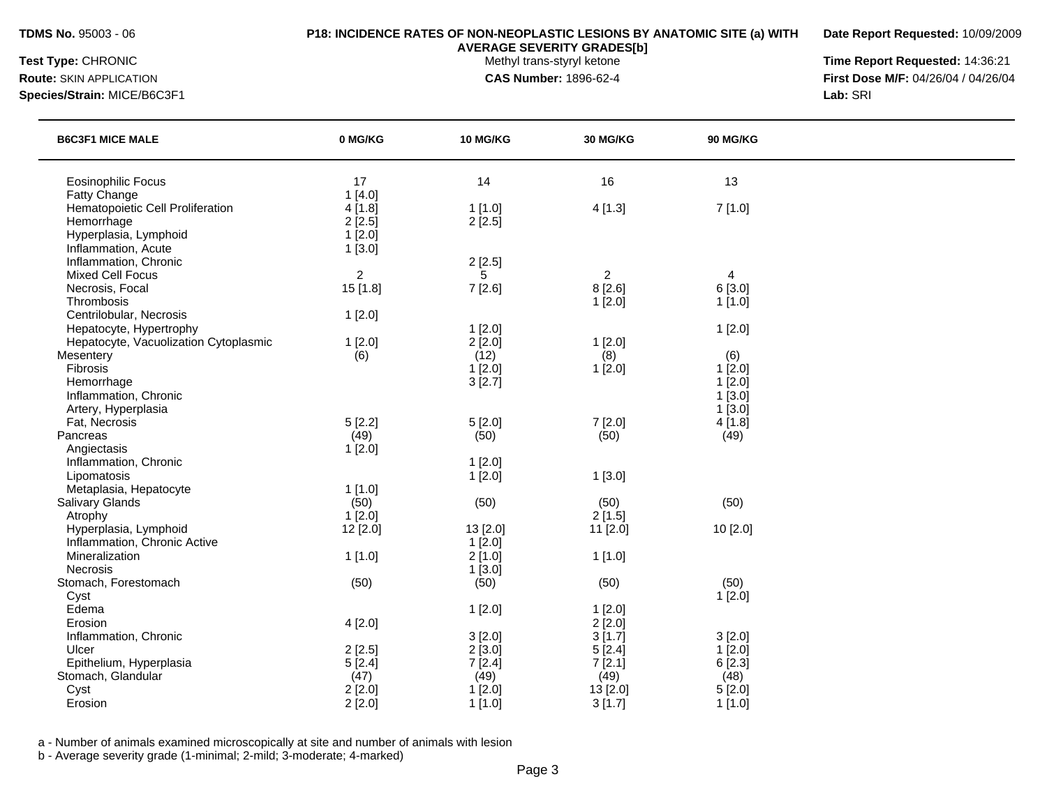**TDMS No.** 95003 - 06

**P18: INCIDENCE RATES OF NON-NEOPLASTIC LESIONS BY ANATOMIC SITE (a) WITH AVERAGE SEVERITY GRADES[b]**

Methyl trans-styryl ketone

**CAS Number:** 1896-62-4

**Date Report Requested:** 10/09/2009

**Time Report Requested:** 14:36:21

**First Dose M/F:** 04/26/04 / 04/26/04

**Lab:** SRI

**Test Type:** CHRONIC

**Route:** SKIN APPLICATION

**Species/Strain:** MICE/B6C3F1

| B6C3F1 MICE MALE | 0 MG/KG | 10 MG/KG | 30 MG/KG | 90 MG/KG |
|---|---|---|---|---|
| Eosinophilic Focus | 17 | 14 | 16 | 13 |
| Fatty Change | 1 [4.0] | | | |
| Hematopoietic Cell Proliferation | 4 [1.8] | 1 [1.0] | 4 [1.3] | 7 [1.0] |
| Hemorrhage | 2 [2.5] | 2 [2.5] | | |
| Hyperplasia, Lymphoid | 1 [2.0] | | | |
| Inflammation, Acute | 1 [3.0] | | | |
| Inflammation, Chronic | | 2 [2.5] | | |
| Mixed Cell Focus | 2 | 5 | 2 | 4 |
| Necrosis, Focal | 15 [1.8] | 7 [2.6] | 8 [2.6] | 6 [3.0] |
| Thrombosis | | | 1 [2.0] | 1 [1.0] |
| Centrilobular, Necrosis | 1 [2.0] | | | |
| Hepatocyte, Hypertrophy | | 1 [2.0] | | 1 [2.0] |
| Hepatocyte, Vacuolization Cytoplasmic | 1 [2.0] | 2 [2.0] | 1 [2.0] | |
| Mesentery | (6) | (12) | (8) | (6) |
| Fibrosis | | 1 [2.0] | 1 [2.0] | 1 [2.0] |
| Hemorrhage | | 3 [2.7] | | 1 [2.0] |
| Inflammation, Chronic | | | | 1 [3.0] |
| Artery, Hyperplasia | | | | 1 [3.0] |
| Fat, Necrosis | 5 [2.2] | 5 [2.0] | 7 [2.0] | 4 [1.8] |
| Pancreas | (49) | (50) | (50) | (49) |
| Angiectasis | 1 [2.0] | | | |
| Inflammation, Chronic | | 1 [2.0] | | |
| Lipomatosis | | 1 [2.0] | 1 [3.0] | |
| Metaplasia, Hepatocyte | 1 [1.0] | | | |
| Salivary Glands | (50) | (50) | (50) | (50) |
| Atrophy | 1 [2.0] | | 2 [1.5] | |
| Hyperplasia, Lymphoid | 12 [2.0] | 13 [2.0] | 11 [2.0] | 10 [2.0] |
| Inflammation, Chronic Active | | 1 [2.0] | | |
| Mineralization | 1 [1.0] | 2 [1.0] | 1 [1.0] | |
| Necrosis | | 1 [3.0] | | |
| Stomach, Forestomach | (50) | (50) | (50) | (50) |
| Cyst | | | | 1 [2.0] |
| Edema | | 1 [2.0] | 1 [2.0] | |
| Erosion | 4 [2.0] | | 2 [2.0] | |
| Inflammation, Chronic | | 3 [2.0] | 3 [1.7] | 3 [2.0] |
| Ulcer | 2 [2.5] | 2 [3.0] | 5 [2.4] | 1 [2.0] |
| Epithelium, Hyperplasia | 5 [2.4] | 7 [2.4] | 7 [2.1] | 6 [2.3] |
| Stomach, Glandular | (47) | (49) | (49) | (48) |
| Cyst | 2 [2.0] | 1 [2.0] | 13 [2.0] | 5 [2.0] |
| Erosion | 2 [2.0] | 1 [1.0] | 3 [1.7] | 1 [1.0] |

a - Number of animals examined microscopically at site and number of animals with lesion

b - Average severity grade (1-minimal; 2-mild; 3-moderate; 4-marked)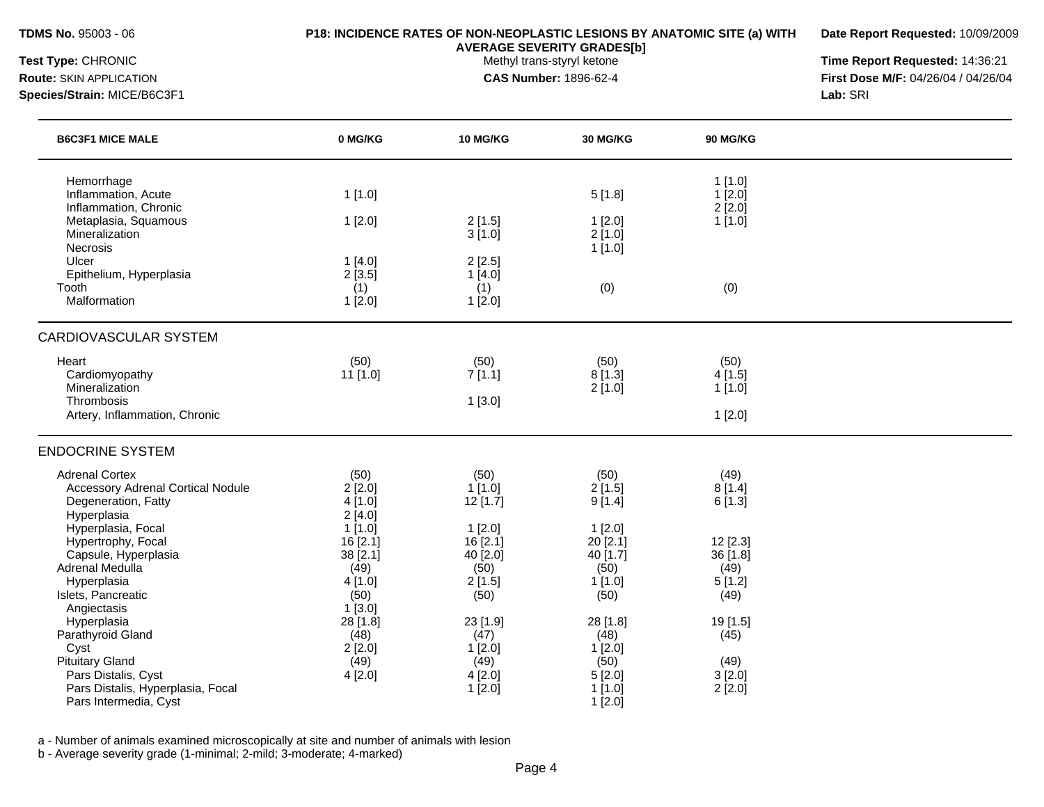**TDMS No.** 95003 - 06

**P18: INCIDENCE RATES OF NON-NEOPLASTIC LESIONS BY ANATOMIC SITE (a) WITH AVERAGE SEVERITY GRADES[b]**
Methyl trans-styryl ketone
**CAS Number:** 1896-62-4

**Date Report Requested:** 10/09/2009
**Time Report Requested:** 14:36:21
**First Dose M/F:** 04/26/04 / 04/26/04
**Lab:** SRI

**Test Type:** CHRONIC
**Route:** SKIN APPLICATION
**Species/Strain:** MICE/B6C3F1

| B6C3F1 MICE MALE | 0 MG/KG | 10 MG/KG | 30 MG/KG | 90 MG/KG |
|---|---|---|---|---|
| Hemorrhage | | | | 1 [1.0] |
| Inflammation, Acute | 1 [1.0] | | 5 [1.8] | 1 [2.0] |
| Inflammation, Chronic | | | | 2 [2.0] |
| Metaplasia, Squamous | 1 [2.0] | 2 [1.5] | 1 [2.0] | 1 [1.0] |
| Mineralization | | 3 [1.0] | 2 [1.0] | |
| Necrosis | | | 1 [1.0] | |
| Ulcer | 1 [4.0] | 2 [2.5] | | |
| Epithelium, Hyperplasia | 2 [3.5] | 1 [4.0] | | |
| Tooth | (1) | (1) | (0) | (0) |
| Malformation | 1 [2.0] | 1 [2.0] | | |
| **CARDIOVASCULAR SYSTEM** | | | | |
| Heart | (50) | (50) | (50) | (50) |
| Cardiomyopathy | 11 [1.0] | 7 [1.1] | 8 [1.3] | 4 [1.5] |
| Mineralization | | | 2 [1.0] | 1 [1.0] |
| Thrombosis | | 1 [3.0] | | |
| Artery, Inflammation, Chronic | | | | 1 [2.0] |
| **ENDOCRINE SYSTEM** | | | | |
| Adrenal Cortex | (50) | (50) | (50) | (49) |
| Accessory Adrenal Cortical Nodule | 2 [2.0] | 1 [1.0] | 2 [1.5] | 8 [1.4] |
| Degeneration, Fatty | 4 [1.0] | 12 [1.7] | 9 [1.4] | 6 [1.3] |
| Hyperplasia | 2 [4.0] | | | |
| Hyperplasia, Focal | 1 [1.0] | 1 [2.0] | 1 [2.0] | |
| Hypertrophy, Focal | 16 [2.1] | 16 [2.1] | 20 [2.1] | 12 [2.3] |
| Capsule, Hyperplasia | 38 [2.1] | 40 [2.0] | 40 [1.7] | 36 [1.8] |
| Adrenal Medulla | (49) | (50) | (50) | (49) |
| Hyperplasia | 4 [1.0] | 2 [1.5] | 1 [1.0] | 5 [1.2] |
| Islets, Pancreatic | (50) | (50) | (50) | (49) |
| Angiectasis | 1 [3.0] | | | |
| Hyperplasia | 28 [1.8] | 23 [1.9] | 28 [1.8] | 19 [1.5] |
| Parathyroid Gland | (48) | (47) | (48) | (45) |
| Cyst | 2 [2.0] | 1 [2.0] | 1 [2.0] | |
| Pituitary Gland | (49) | (49) | (50) | (49) |
| Pars Distalis, Cyst | 4 [2.0] | 4 [2.0] | 5 [2.0] | 3 [2.0] |
| Pars Distalis, Hyperplasia, Focal | | 1 [2.0] | 1 [1.0] | 2 [2.0] |
| Pars Intermedia, Cyst | | | 1 [2.0] | |

a - Number of animals examined microscopically at site and number of animals with lesion
b - Average severity grade (1-minimal; 2-mild; 3-moderate; 4-marked)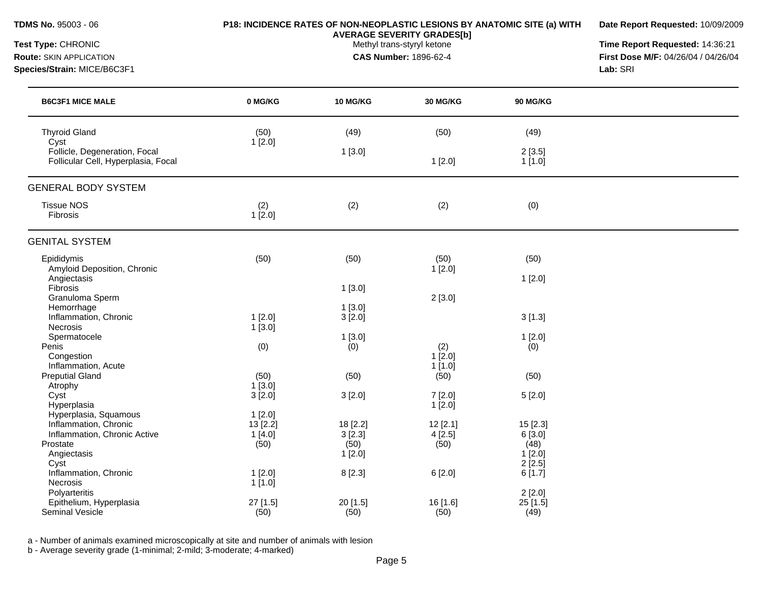**TDMS No.** 95003 - 06
**Test Type:** CHRONIC
**Route:** SKIN APPLICATION
**Species/Strain:** MICE/B6C3F1

**P18: INCIDENCE RATES OF NON-NEOPLASTIC LESIONS BY ANATOMIC SITE (a) WITH AVERAGE SEVERITY GRADES[b]**
Methyl trans-styryl ketone
**CAS Number:** 1896-62-4

**Date Report Requested:** 10/09/2009
**Time Report Requested:** 14:36:21
**First Dose M/F:** 04/26/04 / 04/26/04
**Lab:** SRI

| B6C3F1 MICE MALE | 0 MG/KG | 10 MG/KG | 30 MG/KG | 90 MG/KG |
|---|---|---|---|---|
| Thyroid Gland | (50) | (49) | (50) | (49) |
| Cyst | 1 [2.0] | | | |
| Follicle, Degeneration, Focal | | 1 [3.0] | | 2 [3.5] |
| Follicular Cell, Hyperplasia, Focal | | | 1 [2.0] | 1 [1.0] |
| **GENERAL BODY SYSTEM** | | | | |
| Tissue NOS | (2) | (2) | (2) | (0) |
| Fibrosis | 1 [2.0] | | | |
| **GENITAL SYSTEM** | | | | |
| Epididymis | (50) | (50) | (50) | (50) |
| Amyloid Deposition, Chronic | | | 1 [2.0] | |
| Angiectasis | | | | 1 [2.0] |
| Fibrosis | | 1 [3.0] | | |
| Granuloma Sperm | | | 2 [3.0] | |
| Hemorrhage | | 1 [3.0] | | |
| Inflammation, Chronic | 1 [2.0] | 3 [2.0] | | 3 [1.3] |
| Necrosis | 1 [3.0] | | | |
| Spermatocele | | 1 [3.0] | | 1 [2.0] |
| Penis | (0) | (0) | (2) | (0) |
| Congestion | | | 1 [2.0] | |
| Inflammation, Acute | | | 1 [1.0] | |
| Preputial Gland | (50) | (50) | (50) | (50) |
| Atrophy | 1 [3.0] | | | |
| Cyst | 3 [2.0] | 3 [2.0] | 7 [2.0] | 5 [2.0] |
| Hyperplasia | | | 1 [2.0] | |
| Hyperplasia, Squamous | 1 [2.0] | | | |
| Inflammation, Chronic | 13 [2.2] | 18 [2.2] | 12 [2.1] | 15 [2.3] |
| Inflammation, Chronic Active | 1 [4.0] | 3 [2.3] | 4 [2.5] | 6 [3.0] |
| Prostate | (50) | (50) | (50) | (48) |
| Angiectasis | | 1 [2.0] | | 1 [2.0] |
| Cyst | | | | 2 [2.5] |
| Inflammation, Chronic | 1 [2.0] | 8 [2.3] | 6 [2.0] | 6 [1.7] |
| Necrosis | 1 [1.0] | | | |
| Polyarteritis | | | | 2 [2.0] |
| Epithelium, Hyperplasia | 27 [1.5] | 20 [1.5] | 16 [1.6] | 25 [1.5] |
| Seminal Vesicle | (50) | (50) | (50) | (49) |

a - Number of animals examined microscopically at site and number of animals with lesion
b - Average severity grade (1-minimal; 2-mild; 3-moderate; 4-marked)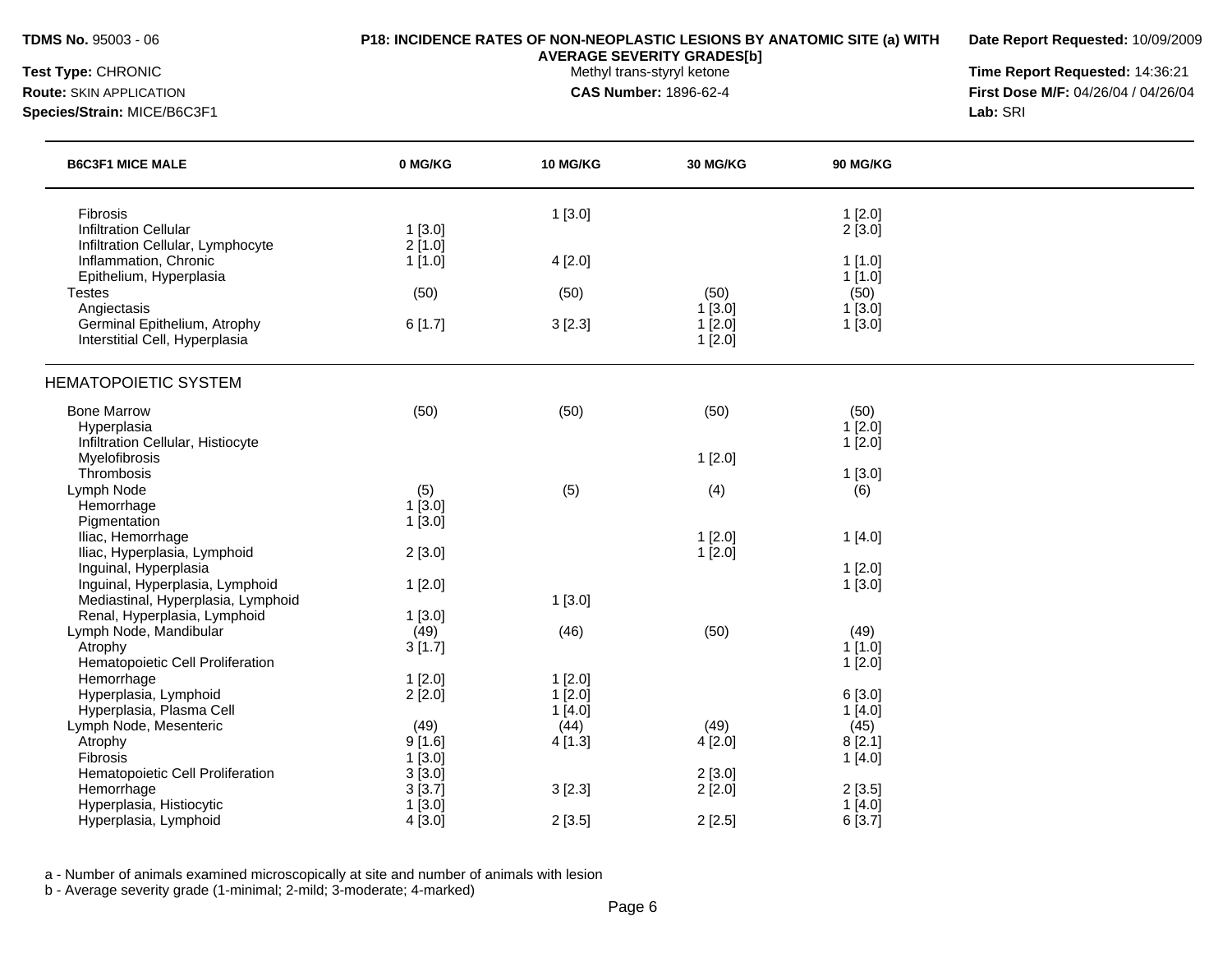| B6C3F1 MICE MALE | 0 MG/KG | 10 MG/KG | 30 MG/KG | 90 MG/KG |
|---|---|---|---|---|
| Fibrosis | | 1 [3.0] | | 1 [2.0] |
| Infiltration Cellular | 1 [3.0] | | | 2 [3.0] |
| Infiltration Cellular, Lymphocyte | 2 [1.0] | | | |
| Inflammation, Chronic | 1 [1.0] | 4 [2.0] | | 1 [1.0] |
| Epithelium, Hyperplasia | | | | 1 [1.0] |
| Testes | (50) | (50) | (50) | (50) |
| Angiectasis | | | 1 [3.0] | 1 [3.0] |
| Germinal Epithelium, Atrophy | 6 [1.7] | 3 [2.3] | 1 [2.0] | 1 [3.0] |
| Interstitial Cell, Hyperplasia | | | 1 [2.0] | |

## HEMATOPOIETIC SYSTEM

| B6C3F1 MICE MALE | 0 MG/KG | 10 MG/KG | 30 MG/KG | 90 MG/KG |
|---|---|---|---|---|
| Bone Marrow | (50) | (50) | (50) | (50) |
| Hyperplasia | | | | 1 [2.0] |
| Infiltration Cellular, Histiocyte | | | | 1 [2.0] |
| Myelofibrosis | | | 1 [2.0] | |
| Thrombosis | | | | 1 [3.0] |
| Lymph Node | (5) | (5) | (4) | (6) |
| Hemorrhage | 1 [3.0] | | | |
| Pigmentation | 1 [3.0] | | | |
| Iliac, Hemorrhage | | | 1 [2.0] | 1 [4.0] |
| Iliac, Hyperplasia, Lymphoid | 2 [3.0] | | 1 [2.0] | |
| Inguinal, Hyperplasia | | | | 1 [2.0] |
| Inguinal, Hyperplasia, Lymphoid | 1 [2.0] | | | 1 [3.0] |
| Mediastinal, Hyperplasia, Lymphoid | | 1 [3.0] | | |
| Renal, Hyperplasia, Lymphoid | 1 [3.0] | | | |
| Lymph Node, Mandibular | (49) | (46) | (50) | (49) |
| Atrophy | 3 [1.7] | | | 1 [1.0] |
| Hematopoietic Cell Proliferation | | | | 1 [2.0] |
| Hemorrhage | 1 [2.0] | 1 [2.0] | | |
| Hyperplasia, Lymphoid | 2 [2.0] | 1 [2.0] | | 6 [3.0] |
| Hyperplasia, Plasma Cell | | 1 [4.0] | | 1 [4.0] |
| Lymph Node, Mesenteric | (49) | (44) | (49) | (45) |
| Atrophy | 9 [1.6] | 4 [1.3] | 4 [2.0] | 8 [2.1] |
| Fibrosis | 1 [3.0] | | | 1 [4.0] |
| Hematopoietic Cell Proliferation | 3 [3.0] | | 2 [3.0] | |
| Hemorrhage | 3 [3.7] | 3 [2.3] | 2 [2.0] | 2 [3.5] |
| Hyperplasia, Histiocytic | 1 [3.0] | | | 1 [4.0] |
| Hyperplasia, Lymphoid | 4 [3.0] | 2 [3.5] | 2 [2.5] | 6 [3.7] |

a - Number of animals examined microscopically at site and number of animals with lesion

b - Average severity grade (1-minimal; 2-mild; 3-moderate; 4-marked)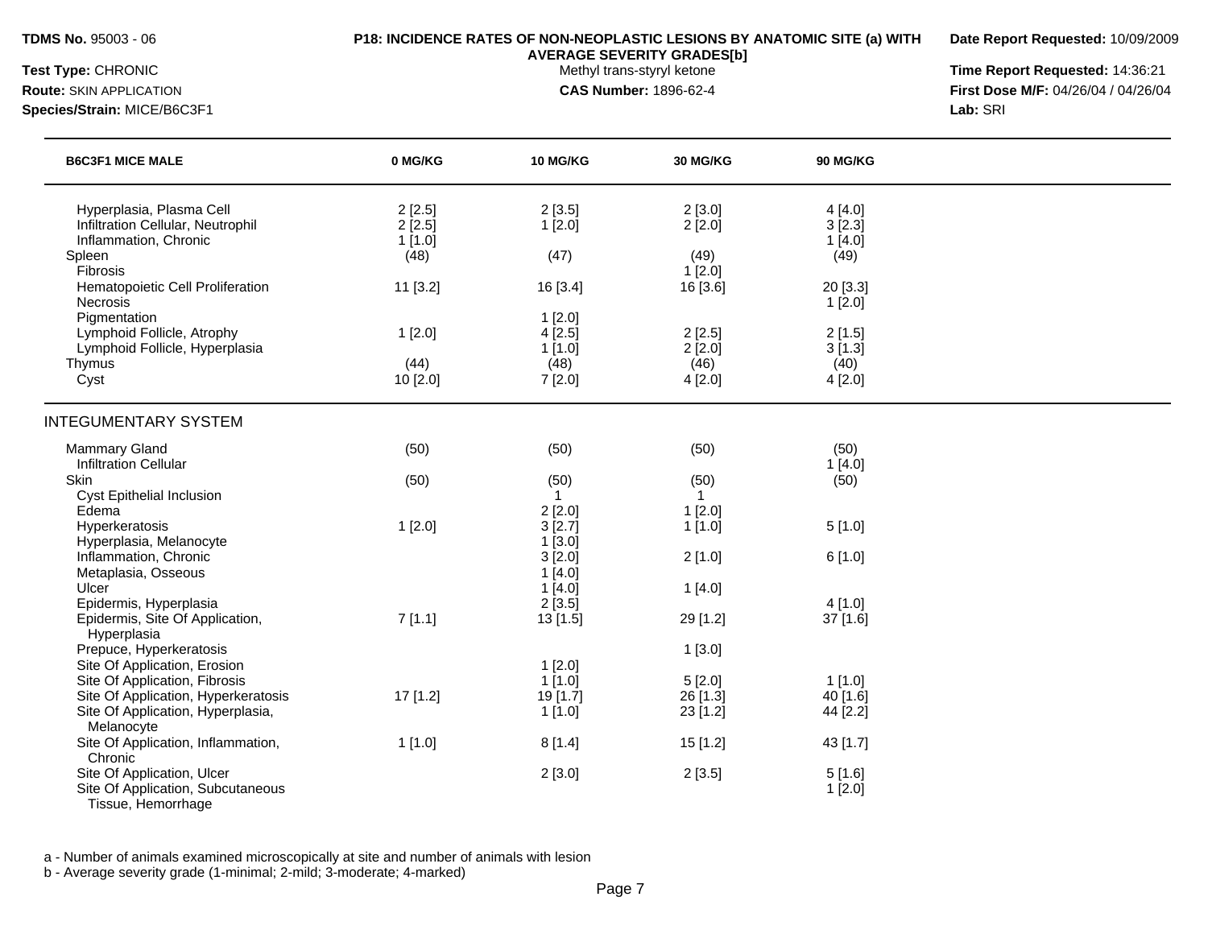**TDMS No.** 95003 - 06

**Test Type:** CHRONIC

**Route:** SKIN APPLICATION

**Species/Strain:** MICE/B6C3F1

**P18: INCIDENCE RATES OF NON-NEOPLASTIC LESIONS BY ANATOMIC SITE (a) WITH AVERAGE SEVERITY GRADES[b]**

Methyl trans-styryl ketone

**CAS Number:** 1896-62-4

**Date Report Requested:** 10/09/2009

**Time Report Requested:** 14:36:21

**First Dose M/F:** 04/26/04 / 04/26/04

**Lab:** SRI

| B6C3F1 MICE MALE | 0 MG/KG | 10 MG/KG | 30 MG/KG | 90 MG/KG |
|---|---|---|---|---|
| Hyperplasia, Plasma Cell | 2 [2.5] | 2 [3.5] | 2 [3.0] | 4 [4.0] |
| Infiltration Cellular, Neutrophil | 2 [2.5] | 1 [2.0] | 2 [2.0] | 3 [2.3] |
| Inflammation, Chronic | 1 [1.0] | | | 1 [4.0] |
| Spleen | (48) | (47) | (49) | (49) |
| Fibrosis | | | 1 [2.0] | |
| Hematopoietic Cell Proliferation | 11 [3.2] | 16 [3.4] | 16 [3.6] | 20 [3.3] |
| Necrosis | | | | 1 [2.0] |
| Pigmentation | | 1 [2.0] | | |
| Lymphoid Follicle, Atrophy | 1 [2.0] | 4 [2.5] | 2 [2.5] | 2 [1.5] |
| Lymphoid Follicle, Hyperplasia | | 1 [1.0] | 2 [2.0] | 3 [1.3] |
| Thymus | (44) | (48) | (46) | (40) |
| Cyst | 10 [2.0] | 7 [2.0] | 4 [2.0] | 4 [2.0] |
| **INTEGUMENTARY SYSTEM** | | | | |
| Mammary Gland | (50) | (50) | (50) | (50) |
| Infiltration Cellular | | | | 1 [4.0] |
| Skin | (50) | (50) | (50) | (50) |
| Cyst Epithelial Inclusion | | 1 | 1 | |
| Edema | | 2 [2.0] | 1 [2.0] | |
| Hyperkeratosis | 1 [2.0] | 3 [2.7] | 1 [1.0] | 5 [1.0] |
| Hyperplasia, Melanocyte | | 1 [3.0] | | |
| Inflammation, Chronic | | 3 [2.0] | 2 [1.0] | 6 [1.0] |
| Metaplasia, Osseous | | 1 [4.0] | | |
| Ulcer | | 1 [4.0] | 1 [4.0] | |
| Epidermis, Hyperplasia | | 2 [3.5] | | 4 [1.0] |
| Epidermis, Site Of Application, Hyperplasia | 7 [1.1] | 13 [1.5] | 29 [1.2] | 37 [1.6] |
| Prepuce, Hyperkeratosis | | | 1 [3.0] | |
| Site Of Application, Erosion | | 1 [2.0] | | |
| Site Of Application, Fibrosis | | 1 [1.0] | 5 [2.0] | 1 [1.0] |
| Site Of Application, Hyperkeratosis | 17 [1.2] | 19 [1.7] | 26 [1.3] | 40 [1.6] |
| Site Of Application, Hyperplasia, Melanocyte | | 1 [1.0] | 23 [1.2] | 44 [2.2] |
| Site Of Application, Inflammation, Chronic | 1 [1.0] | 8 [1.4] | 15 [1.2] | 43 [1.7] |
| Site Of Application, Ulcer | | 2 [3.0] | 2 [3.5] | 5 [1.6] |
| Site Of Application, Subcutaneous Tissue, Hemorrhage | | | | 1 [2.0] |

a - Number of animals examined microscopically at site and number of animals with lesion

b - Average severity grade (1-minimal; 2-mild; 3-moderate; 4-marked)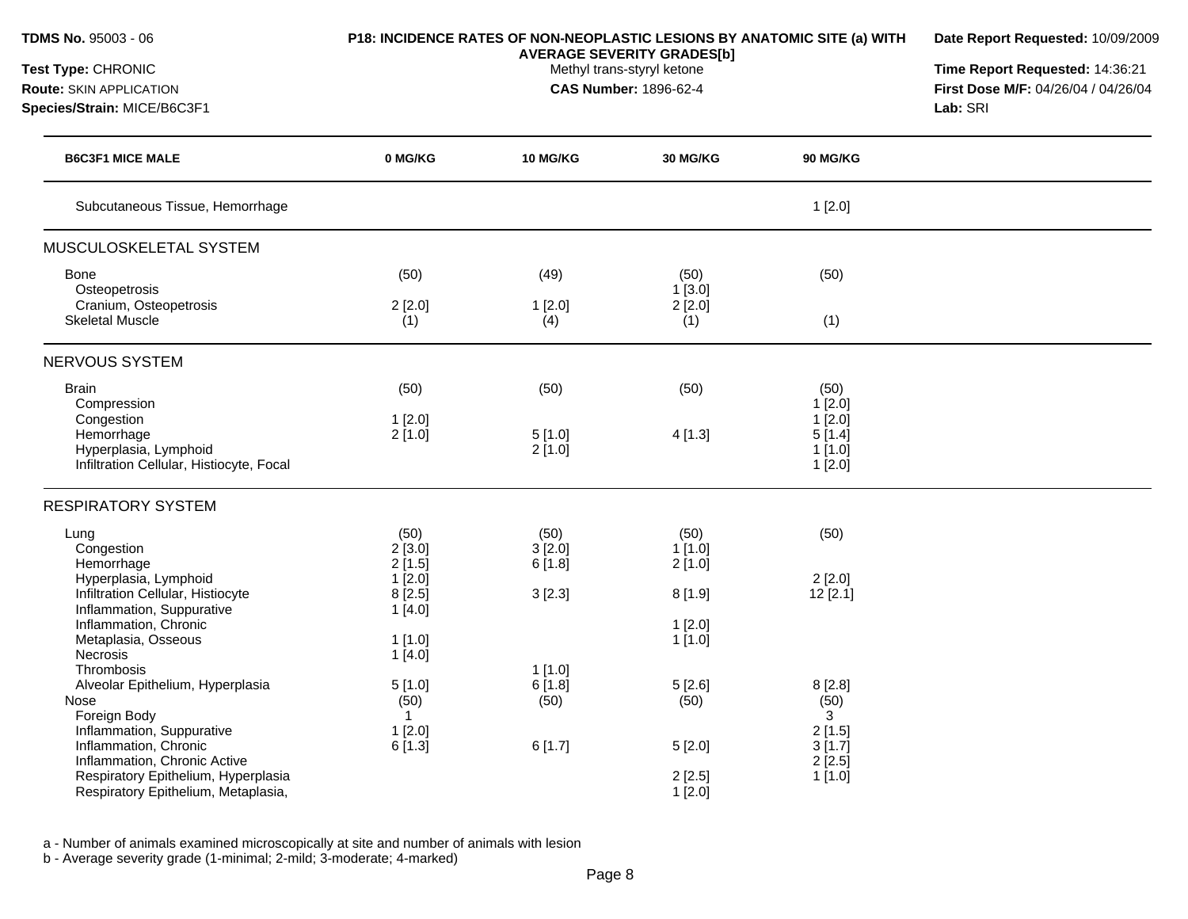| B6C3F1 MICE MALE | 0 MG/KG | 10 MG/KG | 30 MG/KG | 90 MG/KG |
|---|---|---|---|---|
| Subcutaneous Tissue, Hemorrhage | | | | 1 [2.0] |
| **MUSCULOSKELETAL SYSTEM** | | | | |
| Bone | (50) | (49) | (50) | (50) |
| Osteopetrosis | | | 1 [3.0] | |
| Cranium, Osteopetrosis | 2 [2.0] | 1 [2.0] | 2 [2.0] | |
| Skeletal Muscle | (1) | (4) | (1) | (1) |
| **NERVOUS SYSTEM** | | | | |
| Brain | (50) | (50) | (50) | (50) |
| Compression | | | | 1 [2.0] |
| Congestion | 1 [2.0] | | | 1 [2.0] |
| Hemorrhage | 2 [1.0] | 5 [1.0] | 4 [1.3] | 5 [1.4] |
| Hyperplasia, Lymphoid | | 2 [1.0] | | 1 [1.0] |
| Infiltration Cellular, Histiocyte, Focal | | | | 1 [2.0] |
| **RESPIRATORY SYSTEM** | | | | |
| Lung | (50) | (50) | (50) | (50) |
| Congestion | 2 [3.0] | 3 [2.0] | 1 [1.0] | |
| Hemorrhage | 2 [1.5] | 6 [1.8] | 2 [1.0] | |
| Hyperplasia, Lymphoid | 1 [2.0] | | | 2 [2.0] |
| Infiltration Cellular, Histiocyte | 8 [2.5] | 3 [2.3] | 8 [1.9] | 12 [2.1] |
| Inflammation, Suppurative | 1 [4.0] | | | |
| Inflammation, Chronic | | | 1 [2.0] | |
| Metaplasia, Osseous | 1 [1.0] | | 1 [1.0] | |
| Necrosis | 1 [4.0] | | | |
| Thrombosis | | 1 [1.0] | | |
| Alveolar Epithelium, Hyperplasia | 5 [1.0] | 6 [1.8] | 5 [2.6] | 8 [2.8] |
| Nose | (50) | (50) | (50) | (50) |
| Foreign Body | 1 | | | 3 |
| Inflammation, Suppurative | 1 [2.0] | | | 2 [1.5] |
| Inflammation, Chronic | 6 [1.3] | 6 [1.7] | 5 [2.0] | 3 [1.7] |
| Inflammation, Chronic Active | | | | 2 [2.5] |
| Respiratory Epithelium, Hyperplasia | | | 2 [2.5] | 1 [1.0] |
| Respiratory Epithelium, Metaplasia, | | | 1 [2.0] | |

a - Number of animals examined microscopically at site and number of animals with lesion

b - Average severity grade (1-minimal; 2-mild; 3-moderate; 4-marked)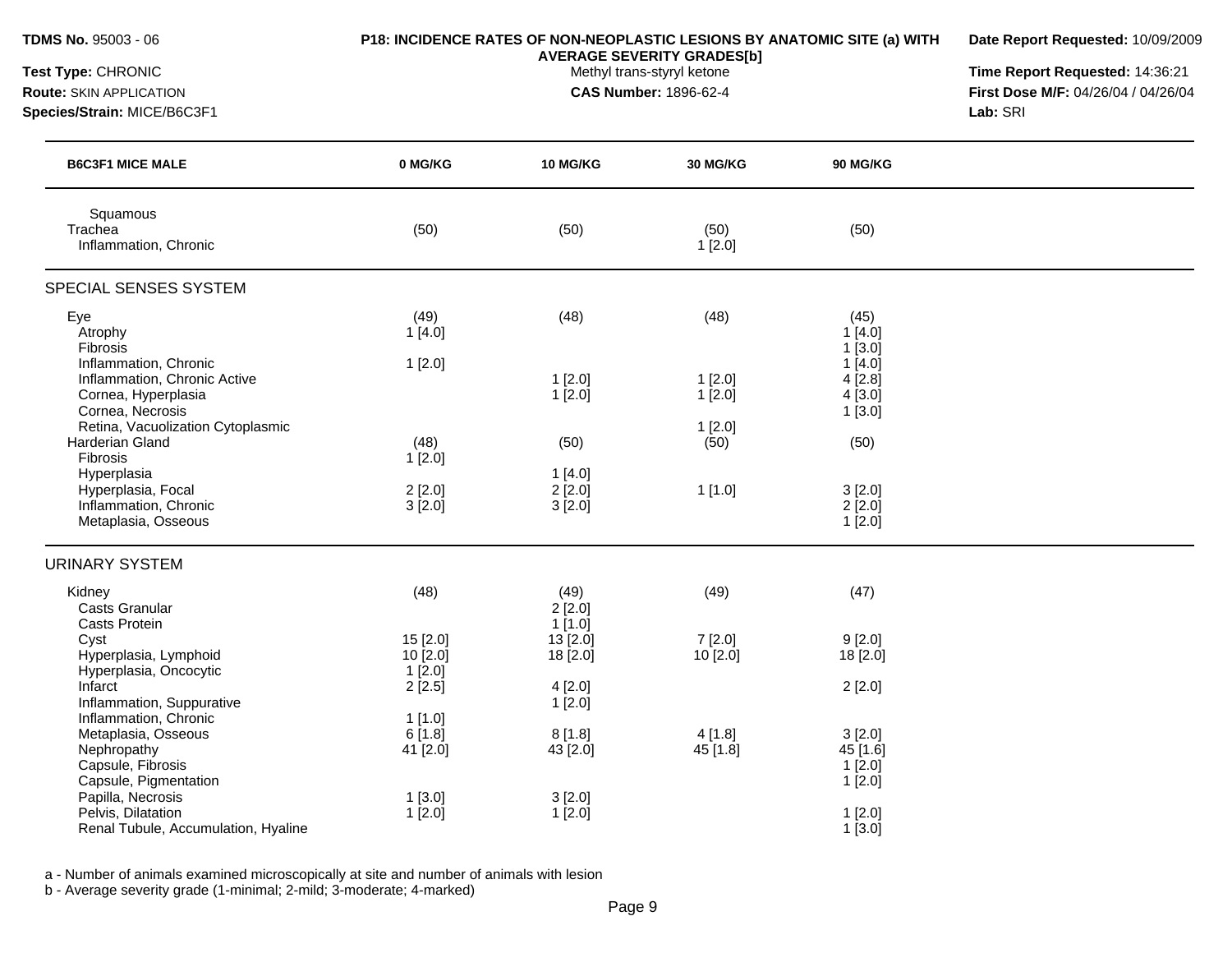**TDMS No.** 95003 - 06

**Test Type:** CHRONIC

**Route:** SKIN APPLICATION

**Species/Strain:** MICE/B6C3F1

**P18: INCIDENCE RATES OF NON-NEOPLASTIC LESIONS BY ANATOMIC SITE (a) WITH AVERAGE SEVERITY GRADES[b]**

Methyl trans-styryl ketone

**CAS Number:** 1896-62-4

**Date Report Requested:** 10/09/2009

**Time Report Requested:** 14:36:21

**First Dose M/F:** 04/26/04 / 04/26/04

**Lab:** SRI

| B6C3F1 MICE MALE | 0 MG/KG | 10 MG/KG | 30 MG/KG | 90 MG/KG |
|---|---|---|---|---|
| Squamous | | | | |
| Trachea | (50) | (50) | (50) | (50) |
| Inflammation, Chronic | | | 1 [2.0] | |
| **SPECIAL SENSES SYSTEM** | | | | |
| Eye | (49) | (48) | (48) | (45) |
| Atrophy | 1 [4.0] | | | 1 [4.0] |
| Fibrosis | | | | 1 [3.0] |
| Inflammation, Chronic | 1 [2.0] | | | 1 [4.0] |
| Inflammation, Chronic Active | | 1 [2.0] | 1 [2.0] | 4 [2.8] |
| Cornea, Hyperplasia | | 1 [2.0] | 1 [2.0] | 4 [3.0] |
| Cornea, Necrosis | | | | 1 [3.0] |
| Retina, Vacuolization Cytoplasmic | | | 1 [2.0] | |
| Harderian Gland | (48) | (50) | (50) | (50) |
| Fibrosis | 1 [2.0] | | | |
| Hyperplasia | | 1 [4.0] | | |
| Hyperplasia, Focal | 2 [2.0] | 2 [2.0] | 1 [1.0] | 3 [2.0] |
| Inflammation, Chronic | 3 [2.0] | 3 [2.0] | | 2 [2.0] |
| Metaplasia, Osseous | | | | 1 [2.0] |
| **URINARY SYSTEM** | | | | |
| Kidney | (48) | (49) | (49) | (47) |
| Casts Granular | | 2 [2.0] | | |
| Casts Protein | | 1 [1.0] | | |
| Cyst | 15 [2.0] | 13 [2.0] | 7 [2.0] | 9 [2.0] |
| Hyperplasia, Lymphoid | 10 [2.0] | 18 [2.0] | 10 [2.0] | 18 [2.0] |
| Hyperplasia, Oncocytic | 1 [2.0] | | | |
| Infarct | 2 [2.5] | 4 [2.0] | | 2 [2.0] |
| Inflammation, Suppurative | | 1 [2.0] | | |
| Inflammation, Chronic | 1 [1.0] | | | |
| Metaplasia, Osseous | 6 [1.8] | 8 [1.8] | 4 [1.8] | 3 [2.0] |
| Nephropathy | 41 [2.0] | 43 [2.0] | 45 [1.8] | 45 [1.6] |
| Capsule, Fibrosis | | | | 1 [2.0] |
| Capsule, Pigmentation | | | | 1 [2.0] |
| Papilla, Necrosis | 1 [3.0] | 3 [2.0] | | |
| Pelvis, Dilatation | 1 [2.0] | 1 [2.0] | | 1 [2.0] |
| Renal Tubule, Accumulation, Hyaline | | | | 1 [3.0] |

a - Number of animals examined microscopically at site and number of animals with lesion

b - Average severity grade (1-minimal; 2-mild; 3-moderate; 4-marked)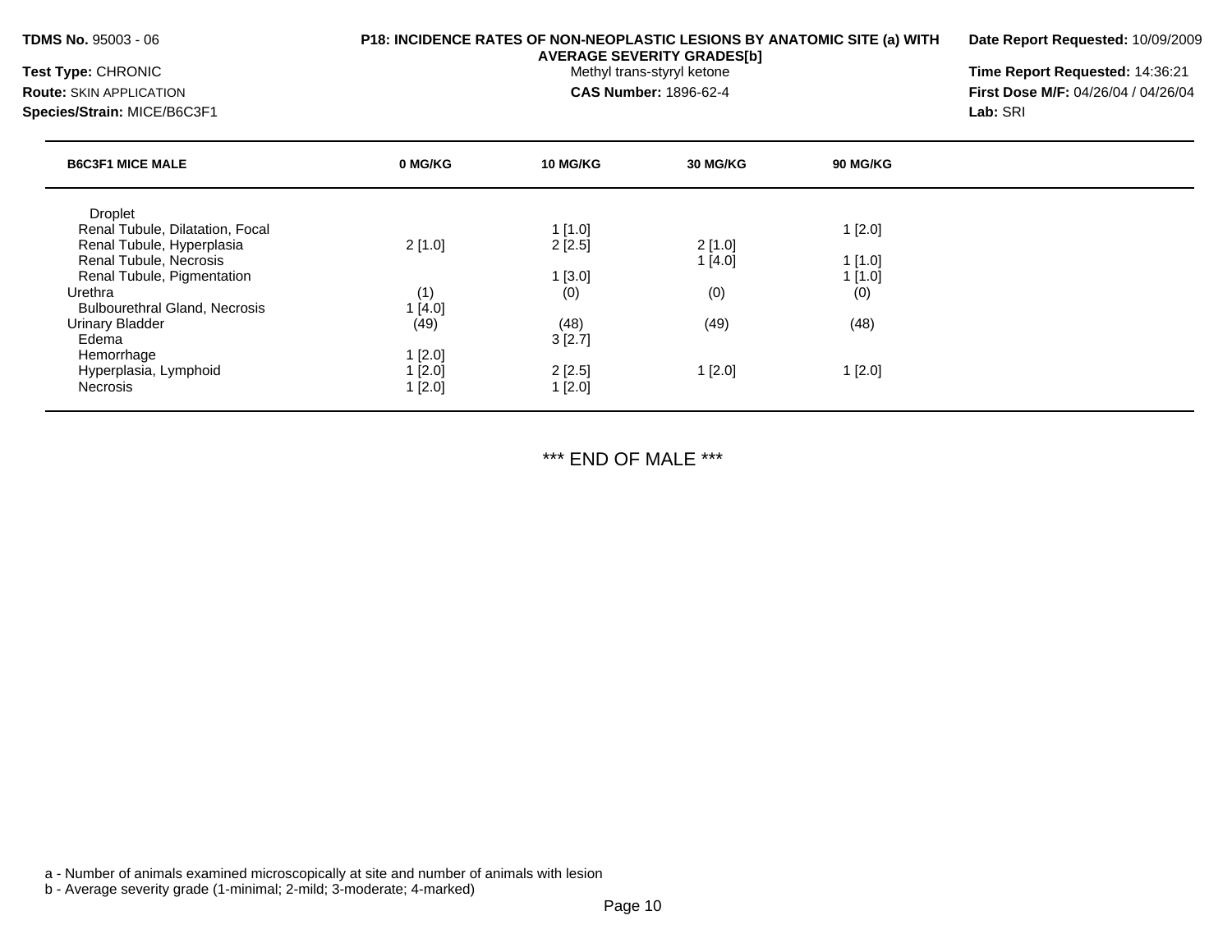**TDMS No.** 95003 - 06

**Test Type:** CHRONIC

**Route:** SKIN APPLICATION

**Species/Strain:** MICE/B6C3F1

**P18: INCIDENCE RATES OF NON-NEOPLASTIC LESIONS BY ANATOMIC SITE (a) WITH AVERAGE SEVERITY GRADES[b]**

Methyl trans-styryl ketone

**CAS Number:** 1896-62-4

**Date Report Requested:** 10/09/2009

**Time Report Requested:** 14:36:21

**First Dose M/F:** 04/26/04 / 04/26/04

**Lab:** SRI

| B6C3F1 MICE MALE | 0 MG/KG | 10 MG/KG | 30 MG/KG | 90 MG/KG |
|---|---|---|---|---|
| Droplet | | | | |
| Renal Tubule, Dilatation, Focal | | 1 [1.0] | | 1 [2.0] |
| Renal Tubule, Hyperplasia | 2 [1.0] | 2 [2.5] | 2 [1.0] | |
| Renal Tubule, Necrosis | | | 1 [4.0] | 1 [1.0] |
| Renal Tubule, Pigmentation | | 1 [3.0] | | 1 [1.0] |
| Urethra | (1) | (0) | (0) | (0) |
| Bulbourethral Gland, Necrosis | 1 [4.0] | | | |
| Urinary Bladder | (49) | (48) | (49) | (48) |
| Edema | | 3 [2.7] | | |
| Hemorrhage | 1 [2.0] | | | |
| Hyperplasia, Lymphoid | 1 [2.0] | 2 [2.5] | 1 [2.0] | 1 [2.0] |
| Necrosis | 1 [2.0] | 1 [2.0] | | |

*** END OF MALE ***

a - Number of animals examined microscopically at site and number of animals with lesion

b - Average severity grade (1-minimal; 2-mild; 3-moderate; 4-marked)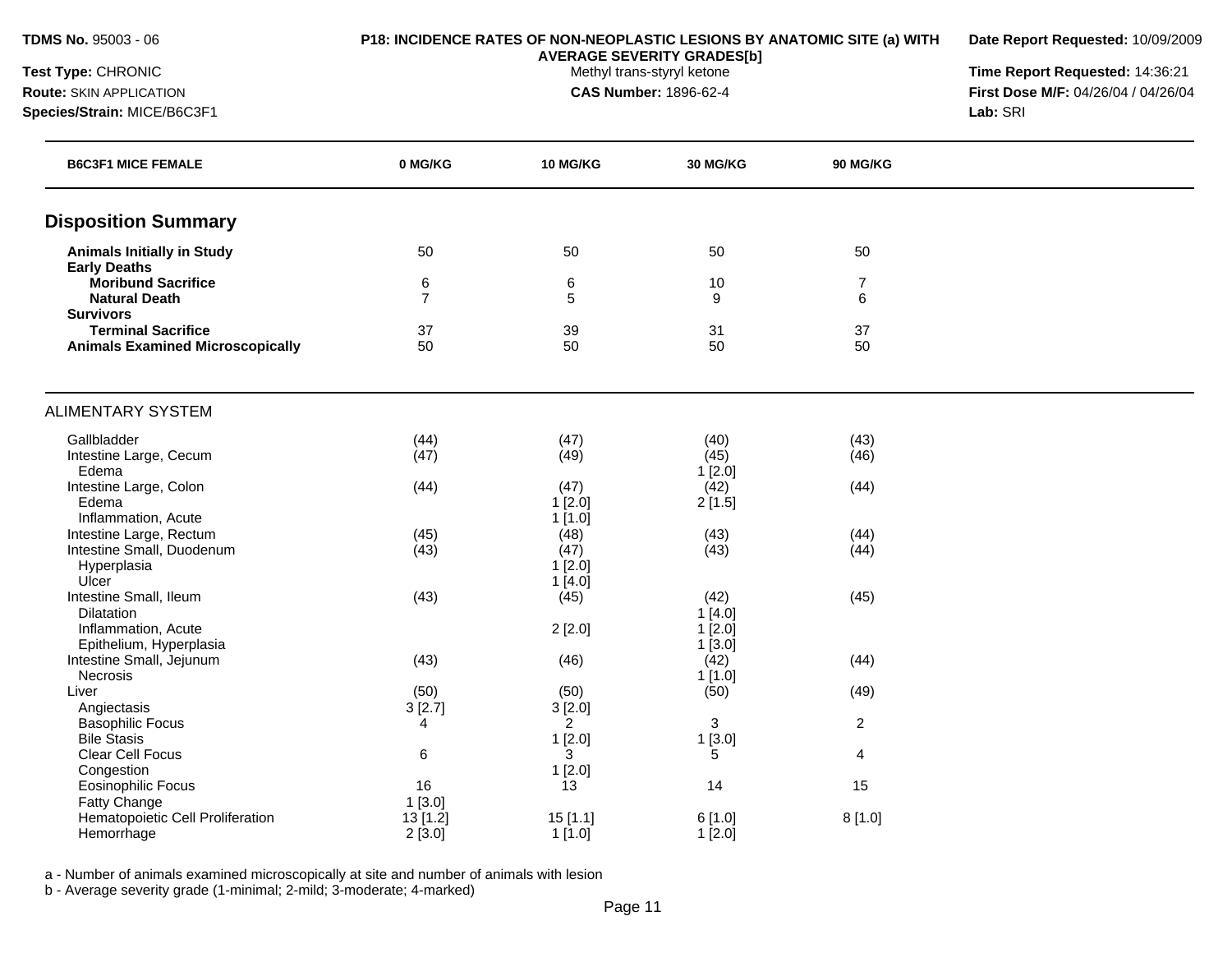**TDMS No.** 95003 - 06
**Test Type:** CHRONIC
**Route:** SKIN APPLICATION
**Species/Strain:** MICE/B6C3F1

**P18: INCIDENCE RATES OF NON-NEOPLASTIC LESIONS BY ANATOMIC SITE (a) WITH AVERAGE SEVERITY GRADES[b]**
Methyl trans-styryl ketone
**CAS Number:** 1896-62-4

**Date Report Requested:** 10/09/2009
**Time Report Requested:** 14:36:21
**First Dose M/F:** 04/26/04 / 04/26/04
**Lab:** SRI

| B6C3F1 MICE FEMALE | 0 MG/KG | 10 MG/KG | 30 MG/KG | 90 MG/KG |
|---|---|---|---|---|
| **Disposition Summary** | | | | |
| **Animals Initially in Study** | 50 | 50 | 50 | 50 |
| **Early Deaths** | | | | |
| **Moribund Sacrifice** | 6 | 6 | 10 | 7 |
| **Natural Death** | 7 | 5 | 9 | 6 |
| **Survivors** | | | | |
| **Terminal Sacrifice** | 37 | 39 | 31 | 37 |
| **Animals Examined Microscopically** | 50 | 50 | 50 | 50 |
| ALIMENTARY SYSTEM | | | | |
| Gallbladder | (44) | (47) | (40) | (43) |
| Intestine Large, Cecum | (47) | (49) | (45) | (46) |
| Edema | | | 1 [2.0] | |
| Intestine Large, Colon | (44) | (47) | (42) | (44) |
| Edema | | 1 [2.0] | 2 [1.5] | |
| Inflammation, Acute | | 1 [1.0] | | |
| Intestine Large, Rectum | (45) | (48) | (43) | (44) |
| Intestine Small, Duodenum | (43) | (47) | (43) | (44) |
| Hyperplasia | | 1 [2.0] | | |
| Ulcer | | 1 [4.0] | | |
| Intestine Small, Ileum | (43) | (45) | (42) | (45) |
| Dilatation | | | 1 [4.0] | |
| Inflammation, Acute | | 2 [2.0] | 1 [2.0] | |
| Epithelium, Hyperplasia | | | 1 [3.0] | |
| Intestine Small, Jejunum | (43) | (46) | (42) | (44) |
| Necrosis | | | 1 [1.0] | |
| Liver | (50) | (50) | (50) | (49) |
| Angiectasis | 3 [2.7] | 3 [2.0] | | |
| Basophilic Focus | 4 | 2 | 3 | 2 |
| Bile Stasis | | 1 [2.0] | 1 [3.0] | |
| Clear Cell Focus | 6 | 3 | 5 | 4 |
| Congestion | | 1 [2.0] | | |
| Eosinophilic Focus | 16 | 13 | 14 | 15 |
| Fatty Change | 1 [3.0] | | | |
| Hematopoietic Cell Proliferation | 13 [1.2] | 15 [1.1] | 6 [1.0] | 8 [1.0] |
| Hemorrhage | 2 [3.0] | 1 [1.0] | 1 [2.0] | |

a - Number of animals examined microscopically at site and number of animals with lesion
b - Average severity grade (1-minimal; 2-mild; 3-moderate; 4-marked)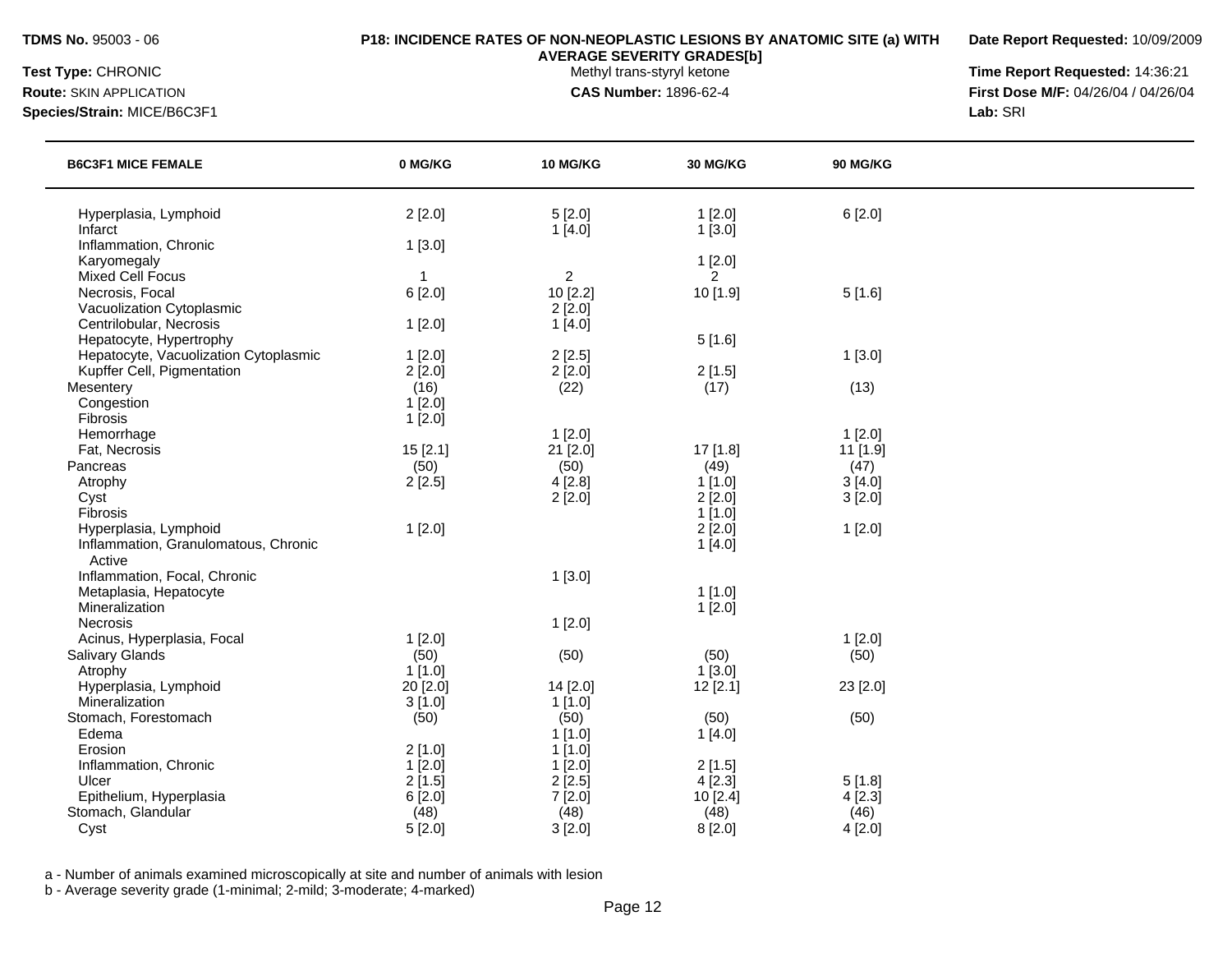**TDMS No.** 95003 - 06

**Test Type:** CHRONIC

**Route:** SKIN APPLICATION

**Species/Strain:** MICE/B6C3F1

**P18: INCIDENCE RATES OF NON-NEOPLASTIC LESIONS BY ANATOMIC SITE (a) WITH AVERAGE SEVERITY GRADES[b]**

Methyl trans-styryl ketone

**CAS Number:** 1896-62-4

**Date Report Requested:** 10/09/2009

**Time Report Requested:** 14:36:21

**First Dose M/F:** 04/26/04 / 04/26/04

**Lab:** SRI

| B6C3F1 MICE FEMALE | 0 MG/KG | 10 MG/KG | 30 MG/KG | 90 MG/KG |
|---|---|---|---|---|
| Hyperplasia, Lymphoid | 2 [2.0] | 5 [2.0] | 1 [2.0] | 6 [2.0] |
| Infarct | | 1 [4.0] | 1 [3.0] | |
| Inflammation, Chronic | 1 [3.0] | | | |
| Karyomegaly | | | 1 [2.0] | |
| Mixed Cell Focus | 1 | 2 | 2 | |
| Necrosis, Focal | 6 [2.0] | 10 [2.2] | 10 [1.9] | 5 [1.6] |
| Vacuolization Cytoplasmic | | 2 [2.0] | | |
| Centrilobular, Necrosis | 1 [2.0] | 1 [4.0] | | |
| Hepatocyte, Hypertrophy | | | 5 [1.6] | |
| Hepatocyte, Vacuolization Cytoplasmic | 1 [2.0] | 2 [2.5] | | 1 [3.0] |
| Kupffer Cell, Pigmentation | 2 [2.0] | 2 [2.0] | 2 [1.5] | |
| Mesentery | (16) | (22) | (17) | (13) |
| Congestion | 1 [2.0] | | | |
| Fibrosis | 1 [2.0] | | | |
| Hemorrhage | | 1 [2.0] | | 1 [2.0] |
| Fat, Necrosis | 15 [2.1] | 21 [2.0] | 17 [1.8] | 11 [1.9] |
| Pancreas | (50) | (50) | (49) | (47) |
| Atrophy | 2 [2.5] | 4 [2.8] | 1 [1.0] | 3 [4.0] |
| Cyst | | 2 [2.0] | 2 [2.0] | 3 [2.0] |
| Fibrosis | | | 1 [1.0] | |
| Hyperplasia, Lymphoid | 1 [2.0] | | 2 [2.0] | 1 [2.0] |
| Inflammation, Granulomatous, Chronic Active | | | 1 [4.0] | |
| Inflammation, Focal, Chronic | | 1 [3.0] | | |
| Metaplasia, Hepatocyte | | | 1 [1.0] | |
| Mineralization | | | 1 [2.0] | |
| Necrosis | | 1 [2.0] | | |
| Acinus, Hyperplasia, Focal | 1 [2.0] | | | 1 [2.0] |
| Salivary Glands | (50) | (50) | (50) | (50) |
| Atrophy | 1 [1.0] | | 1 [3.0] | |
| Hyperplasia, Lymphoid | 20 [2.0] | 14 [2.0] | 12 [2.1] | 23 [2.0] |
| Mineralization | 3 [1.0] | 1 [1.0] | | |
| Stomach, Forestomach | (50) | (50) | (50) | (50) |
| Edema | | 1 [1.0] | 1 [4.0] | |
| Erosion | 2 [1.0] | 1 [1.0] | | |
| Inflammation, Chronic | 1 [2.0] | 1 [2.0] | 2 [1.5] | |
| Ulcer | 2 [1.5] | 2 [2.5] | 4 [2.3] | 5 [1.8] |
| Epithelium, Hyperplasia | 6 [2.0] | 7 [2.0] | 10 [2.4] | 4 [2.3] |
| Stomach, Glandular | (48) | (48) | (48) | (46) |
| Cyst | 5 [2.0] | 3 [2.0] | 8 [2.0] | 4 [2.0] |

a - Number of animals examined microscopically at site and number of animals with lesion

b - Average severity grade (1-minimal; 2-mild; 3-moderate; 4-marked)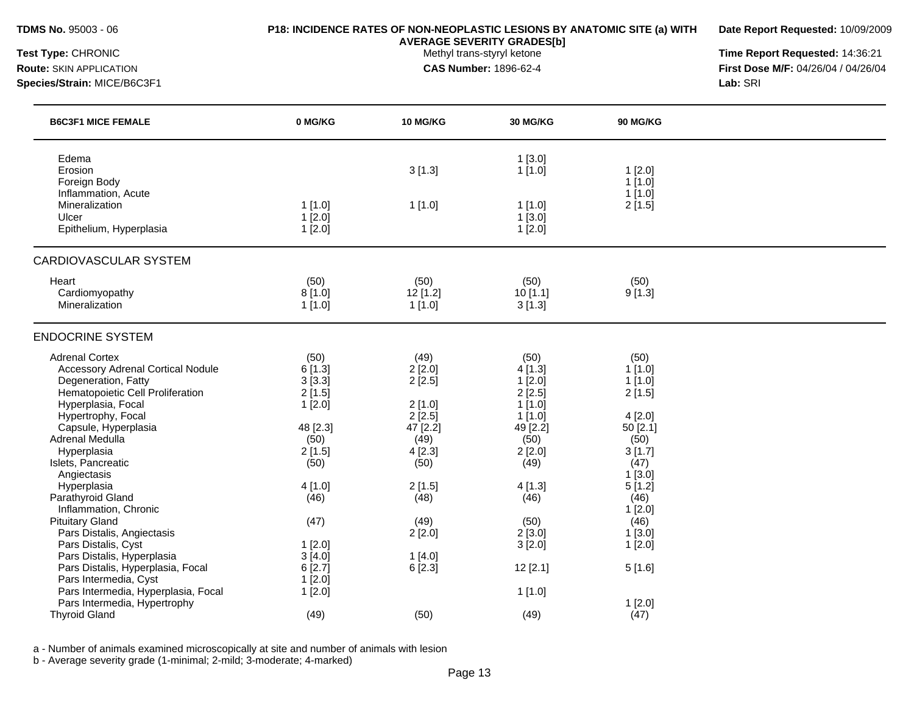**TDMS No.** 95003 - 06

**Test Type:** CHRONIC

**Route:** SKIN APPLICATION

**Species/Strain:** MICE/B6C3F1

**P18: INCIDENCE RATES OF NON-NEOPLASTIC LESIONS BY ANATOMIC SITE (a) WITH AVERAGE SEVERITY GRADES[b]**

Methyl trans-styryl ketone

**CAS Number:** 1896-62-4

**Date Report Requested:** 10/09/2009

**Time Report Requested:** 14:36:21

**First Dose M/F:** 04/26/04 / 04/26/04

**Lab:** SRI

| B6C3F1 MICE FEMALE | 0 MG/KG | 10 MG/KG | 30 MG/KG | 90 MG/KG |
|---|---|---|---|---|
| Edema | | | 1 [3.0] | |
| Erosion | | 3 [1.3] | 1 [1.0] | 1 [2.0] |
| Foreign Body | | | | 1 [1.0] |
| Inflammation, Acute | | | | 1 [1.0] |
| Mineralization | 1 [1.0] | 1 [1.0] | 1 [1.0] | 2 [1.5] |
| Ulcer | 1 [2.0] | | 1 [3.0] | |
| Epithelium, Hyperplasia | 1 [2.0] | | 1 [2.0] | |
| **CARDIOVASCULAR SYSTEM** | | | | |
| Heart | (50) | (50) | (50) | (50) |
| Cardiomyopathy | 8 [1.0] | 12 [1.2] | 10 [1.1] | 9 [1.3] |
| Mineralization | 1 [1.0] | 1 [1.0] | 3 [1.3] | |
| **ENDOCRINE SYSTEM** | | | | |
| Adrenal Cortex | (50) | (49) | (50) | (50) |
| Accessory Adrenal Cortical Nodule | 6 [1.3] | 2 [2.0] | 4 [1.3] | 1 [1.0] |
| Degeneration, Fatty | 3 [3.3] | 2 [2.5] | 1 [2.0] | 1 [1.0] |
| Hematopoietic Cell Proliferation | 2 [1.5] | | 2 [2.5] | 2 [1.5] |
| Hyperplasia, Focal | 1 [2.0] | 2 [1.0] | 1 [1.0] | |
| Hypertrophy, Focal | | 2 [2.5] | 1 [1.0] | 4 [2.0] |
| Capsule, Hyperplasia | 48 [2.3] | 47 [2.2] | 49 [2.2] | 50 [2.1] |
| Adrenal Medulla | (50) | (49) | (50) | (50) |
| Hyperplasia | 2 [1.5] | 4 [2.3] | 2 [2.0] | 3 [1.7] |
| Islets, Pancreatic | (50) | (50) | (49) | (47) |
| Angiectasis | | | | 1 [3.0] |
| Hyperplasia | 4 [1.0] | 2 [1.5] | 4 [1.3] | 5 [1.2] |
| Parathyroid Gland | (46) | (48) | (46) | (46) |
| Inflammation, Chronic | | | | 1 [2.0] |
| Pituitary Gland | (47) | (49) | (50) | (46) |
| Pars Distalis, Angiectasis | | 2 [2.0] | 2 [3.0] | 1 [3.0] |
| Pars Distalis, Cyst | 1 [2.0] | | 3 [2.0] | 1 [2.0] |
| Pars Distalis, Hyperplasia | 3 [4.0] | 1 [4.0] | | |
| Pars Distalis, Hyperplasia, Focal | 6 [2.7] | 6 [2.3] | 12 [2.1] | 5 [1.6] |
| Pars Intermedia, Cyst | 1 [2.0] | | | |
| Pars Intermedia, Hyperplasia, Focal | 1 [2.0] | | 1 [1.0] | |
| Pars Intermedia, Hypertrophy | | | | 1 [2.0] |
| Thyroid Gland | (49) | (50) | (49) | (47) |

a - Number of animals examined microscopically at site and number of animals with lesion

b - Average severity grade (1-minimal; 2-mild; 3-moderate; 4-marked)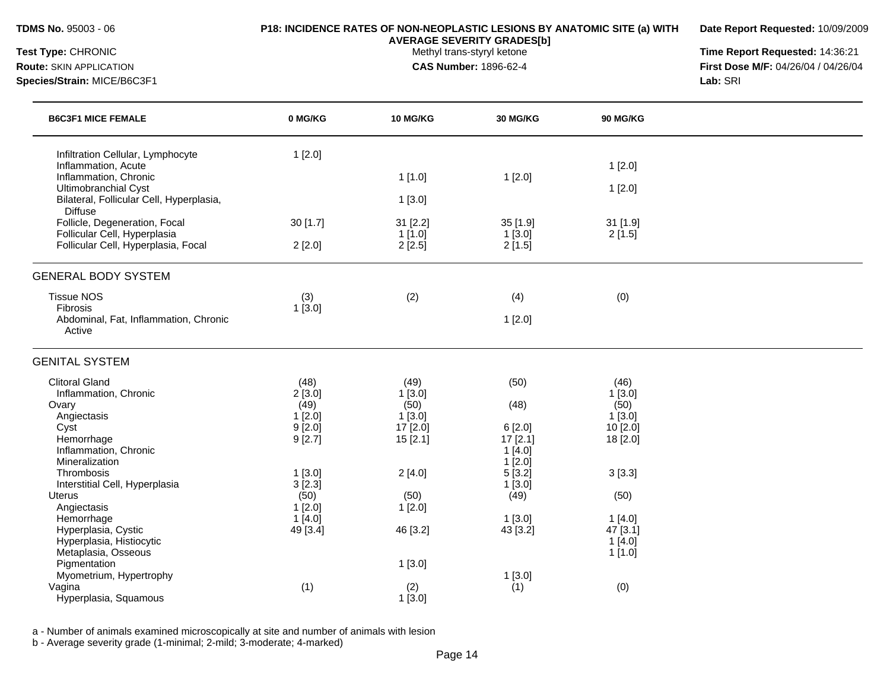**TDMS No.** 95003 - 06

**Test Type:** CHRONIC

**Route:** SKIN APPLICATION

**Species/Strain:** MICE/B6C3F1

**P18: INCIDENCE RATES OF NON-NEOPLASTIC LESIONS BY ANATOMIC SITE (a) WITH AVERAGE SEVERITY GRADES[b]**

Methyl trans-styryl ketone

**CAS Number:** 1896-62-4

**Date Report Requested:** 10/09/2009

**Time Report Requested:** 14:36:21

**First Dose M/F:** 04/26/04 / 04/26/04

**Lab:** SRI

| B6C3F1 MICE FEMALE | 0 MG/KG | 10 MG/KG | 30 MG/KG | 90 MG/KG |
|---|---|---|---|---|
| Infiltration Cellular, Lymphocyte | 1 [2.0] | | | |
| Inflammation, Acute | | | | 1 [2.0] |
| Inflammation, Chronic | | 1 [1.0] | 1 [2.0] | |
| Ultimobranchial Cyst | | | | 1 [2.0] |
| Bilateral, Follicular Cell, Hyperplasia, Diffuse | | 1 [3.0] | | |
| Follicle, Degeneration, Focal | 30 [1.7] | 31 [2.2] | 35 [1.9] | 31 [1.9] |
| Follicular Cell, Hyperplasia | | 1 [1.0] | 1 [3.0] | 2 [1.5] |
| Follicular Cell, Hyperplasia, Focal | 2 [2.0] | 2 [2.5] | 2 [1.5] | |
| **GENERAL BODY SYSTEM** | | | | |
| Tissue NOS | (3) | (2) | (4) | (0) |
| Fibrosis | 1 [3.0] | | | |
| Abdominal, Fat, Inflammation, Chronic Active | | | 1 [2.0] | |
| **GENITAL SYSTEM** | | | | |
| Clitoral Gland | (48) | (49) | (50) | (46) |
| Inflammation, Chronic | 2 [3.0] | 1 [3.0] | | 1 [3.0] |
| Ovary | (49) | (50) | (48) | (50) |
| Angiectasis | 1 [2.0] | 1 [3.0] | | 1 [3.0] |
| Cyst | 9 [2.0] | 17 [2.0] | 6 [2.0] | 10 [2.0] |
| Hemorrhage | 9 [2.7] | 15 [2.1] | 17 [2.1] | 18 [2.0] |
| Inflammation, Chronic | | | 1 [4.0] | |
| Mineralization | | | 1 [2.0] | |
| Thrombosis | 1 [3.0] | 2 [4.0] | 5 [3.2] | 3 [3.3] |
| Interstitial Cell, Hyperplasia | 3 [2.3] | | 1 [3.0] | |
| Uterus | (50) | (50) | (49) | (50) |
| Angiectasis | 1 [2.0] | 1 [2.0] | | |
| Hemorrhage | 1 [4.0] | | 1 [3.0] | 1 [4.0] |
| Hyperplasia, Cystic | 49 [3.4] | 46 [3.2] | 43 [3.2] | 47 [3.1] |
| Hyperplasia, Histiocytic | | | | 1 [4.0] |
| Metaplasia, Osseous | | | | 1 [1.0] |
| Pigmentation | | 1 [3.0] | | |
| Myometrium, Hypertrophy | | | 1 [3.0] | |
| Vagina | (1) | (2) | (1) | (0) |
| Hyperplasia, Squamous | | 1 [3.0] | | |

a - Number of animals examined microscopically at site and number of animals with lesion

b - Average severity grade (1-minimal; 2-mild; 3-moderate; 4-marked)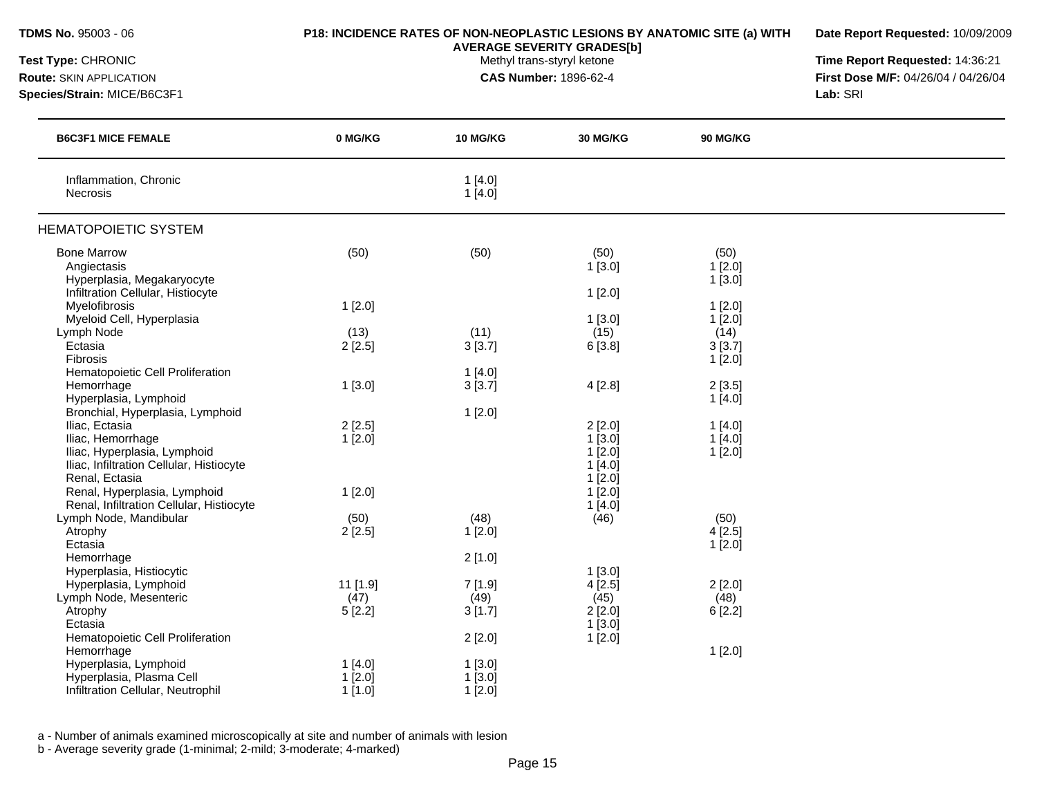**TDMS No.** 95003 - 06
**Test Type:** CHRONIC
**Route:** SKIN APPLICATION
**Species/Strain:** MICE/B6C3F1

**P18: INCIDENCE RATES OF NON-NEOPLASTIC LESIONS BY ANATOMIC SITE (a) WITH AVERAGE SEVERITY GRADES[b]**
Methyl trans-styryl ketone
**CAS Number:** 1896-62-4

**Date Report Requested:** 10/09/2009
**Time Report Requested:** 14:36:21
**First Dose M/F:** 04/26/04 / 04/26/04
**Lab:** SRI

| B6C3F1 MICE FEMALE | 0 MG/KG | 10 MG/KG | 30 MG/KG | 90 MG/KG |
|---|---|---|---|---|
| Inflammation, Chronic | | 1 [4.0] | | |
| Necrosis | | 1 [4.0] | | |
| **HEMATOPOIETIC SYSTEM** | | | | |
| Bone Marrow | (50) | (50) | (50) | (50) |
| Angiectasis | | | 1 [3.0] | 1 [2.0] |
| Hyperplasia, Megakaryocyte | | | | 1 [3.0] |
| Infiltration Cellular, Histiocyte | | | 1 [2.0] | |
| Myelofibrosis | 1 [2.0] | | | 1 [2.0] |
| Myeloid Cell, Hyperplasia | | | 1 [3.0] | 1 [2.0] |
| Lymph Node | (13) | (11) | (15) | (14) |
| Ectasia | 2 [2.5] | 3 [3.7] | 6 [3.8] | 3 [3.7] |
| Fibrosis | | | | 1 [2.0] |
| Hematopoietic Cell Proliferation | | 1 [4.0] | | |
| Hemorrhage | 1 [3.0] | 3 [3.7] | 4 [2.8] | 2 [3.5] |
| Hyperplasia, Lymphoid | | | | 1 [4.0] |
| Bronchial, Hyperplasia, Lymphoid | | 1 [2.0] | | |
| Iliac, Ectasia | 2 [2.5] | | 2 [2.0] | 1 [4.0] |
| Iliac, Hemorrhage | 1 [2.0] | | 1 [3.0] | 1 [4.0] |
| Iliac, Hyperplasia, Lymphoid | | | 1 [2.0] | 1 [2.0] |
| Iliac, Infiltration Cellular, Histiocyte | | | 1 [4.0] | |
| Renal, Ectasia | | | 1 [2.0] | |
| Renal, Hyperplasia, Lymphoid | 1 [2.0] | | 1 [2.0] | |
| Renal, Infiltration Cellular, Histiocyte | | | 1 [4.0] | |
| Lymph Node, Mandibular | (50) | (48) | (46) | (50) |
| Atrophy | 2 [2.5] | 1 [2.0] | | 4 [2.5] |
| Ectasia | | | | 1 [2.0] |
| Hemorrhage | | 2 [1.0] | | |
| Hyperplasia, Histiocytic | | | 1 [3.0] | |
| Hyperplasia, Lymphoid | 11 [1.9] | 7 [1.9] | 4 [2.5] | 2 [2.0] |
| Lymph Node, Mesenteric | (47) | (49) | (45) | (48) |
| Atrophy | 5 [2.2] | 3 [1.7] | 2 [2.0] | 6 [2.2] |
| Ectasia | | | 1 [3.0] | |
| Hematopoietic Cell Proliferation | | 2 [2.0] | 1 [2.0] | |
| Hemorrhage | | | | 1 [2.0] |
| Hyperplasia, Lymphoid | 1 [4.0] | 1 [3.0] | | |
| Hyperplasia, Plasma Cell | 1 [2.0] | 1 [3.0] | | |
| Infiltration Cellular, Neutrophil | 1 [1.0] | 1 [2.0] | | |

a - Number of animals examined microscopically at site and number of animals with lesion
b - Average severity grade (1-minimal; 2-mild; 3-moderate; 4-marked)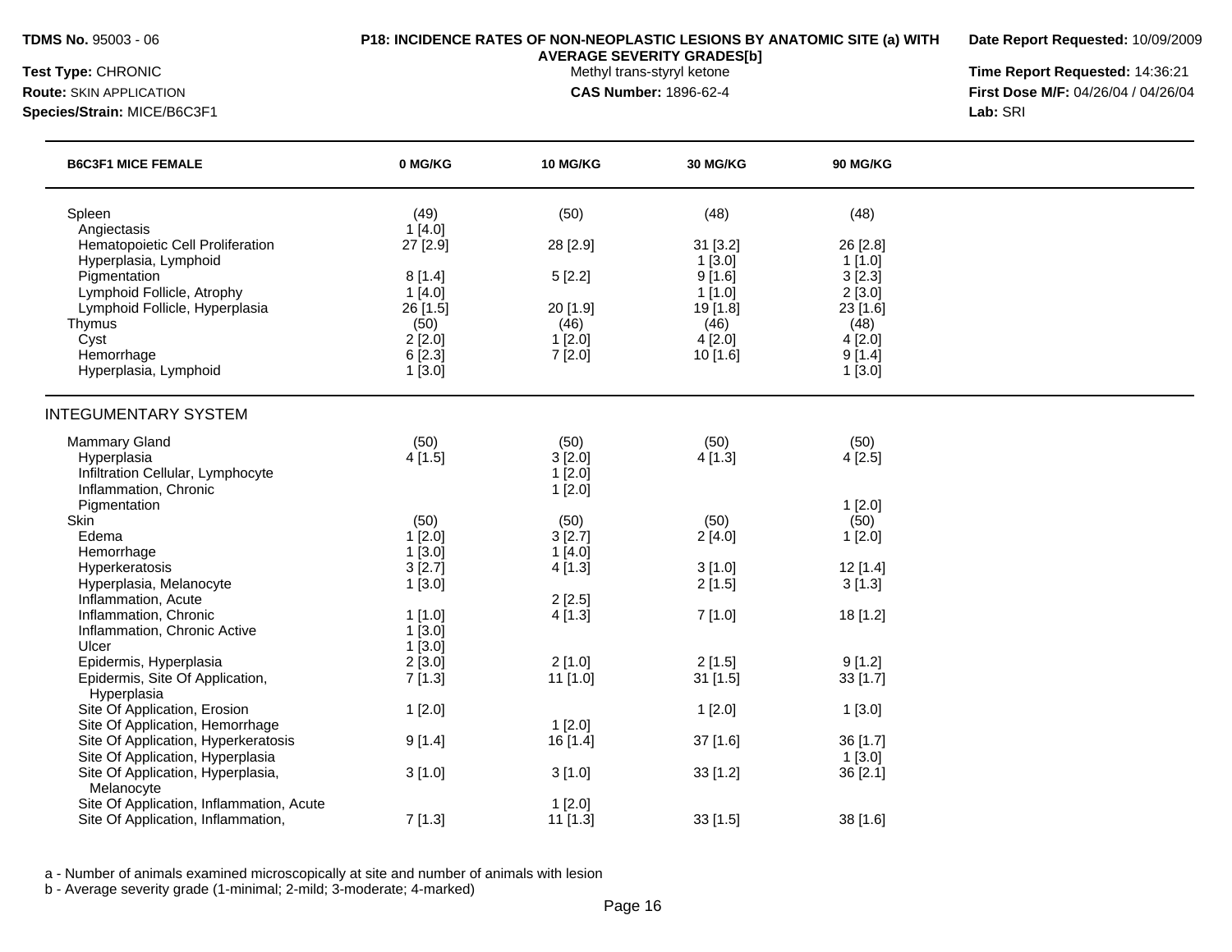**TDMS No.** 95003 - 06

**Test Type:** CHRONIC

**Route:** SKIN APPLICATION

**Species/Strain:** MICE/B6C3F1

**P18: INCIDENCE RATES OF NON-NEOPLASTIC LESIONS BY ANATOMIC SITE (a) WITH AVERAGE SEVERITY GRADES[b]**

Methyl trans-styryl ketone

**CAS Number:** 1896-62-4

**Date Report Requested:** 10/09/2009

**Time Report Requested:** 14:36:21

**First Dose M/F:** 04/26/04 / 04/26/04

**Lab:** SRI

| B6C3F1 MICE FEMALE | 0 MG/KG | 10 MG/KG | 30 MG/KG | 90 MG/KG |
|---|---|---|---|---|
| Spleen | (49) | (50) | (48) | (48) |
| Angiectasis | 1 [4.0] | | | |
| Hematopoietic Cell Proliferation | 27 [2.9] | 28 [2.9] | 31 [3.2] | 26 [2.8] |
| Hyperplasia, Lymphoid | | | 1 [3.0] | 1 [1.0] |
| Pigmentation | 8 [1.4] | 5 [2.2] | 9 [1.6] | 3 [2.3] |
| Lymphoid Follicle, Atrophy | 1 [4.0] | | 1 [1.0] | 2 [3.0] |
| Lymphoid Follicle, Hyperplasia | 26 [1.5] | 20 [1.9] | 19 [1.8] | 23 [1.6] |
| Thymus | (50) | (46) | (46) | (48) |
| Cyst | 2 [2.0] | 1 [2.0] | 4 [2.0] | 4 [2.0] |
| Hemorrhage | 6 [2.3] | 7 [2.0] | 10 [1.6] | 9 [1.4] |
| Hyperplasia, Lymphoid | 1 [3.0] | | | 1 [3.0] |
| **INTEGUMENTARY SYSTEM** | | | | |
| Mammary Gland | (50) | (50) | (50) | (50) |
| Hyperplasia | 4 [1.5] | 3 [2.0] | 4 [1.3] | 4 [2.5] |
| Infiltration Cellular, Lymphocyte | | 1 [2.0] | | |
| Inflammation, Chronic | | 1 [2.0] | | |
| Pigmentation | | | | 1 [2.0] |
| Skin | (50) | (50) | (50) | (50) |
| Edema | 1 [2.0] | 3 [2.7] | 2 [4.0] | 1 [2.0] |
| Hemorrhage | 1 [3.0] | 1 [4.0] | | |
| Hyperkeratosis | 3 [2.7] | 4 [1.3] | 3 [1.0] | 12 [1.4] |
| Hyperplasia, Melanocyte | 1 [3.0] | | 2 [1.5] | 3 [1.3] |
| Inflammation, Acute | | 2 [2.5] | | |
| Inflammation, Chronic | 1 [1.0] | 4 [1.3] | 7 [1.0] | 18 [1.2] |
| Inflammation, Chronic Active | 1 [3.0] | | | |
| Ulcer | 1 [3.0] | | | |
| Epidermis, Hyperplasia | 2 [3.0] | 2 [1.0] | 2 [1.5] | 9 [1.2] |
| Epidermis, Site Of Application, Hyperplasia | 7 [1.3] | 11 [1.0] | 31 [1.5] | 33 [1.7] |
| Site Of Application, Erosion | 1 [2.0] | | 1 [2.0] | 1 [3.0] |
| Site Of Application, Hemorrhage | | 1 [2.0] | | |
| Site Of Application, Hyperkeratosis | 9 [1.4] | 16 [1.4] | 37 [1.6] | 36 [1.7] |
| Site Of Application, Hyperplasia | | | | 1 [3.0] |
| Site Of Application, Hyperplasia, Melanocyte | 3 [1.0] | 3 [1.0] | 33 [1.2] | 36 [2.1] |
| Site Of Application, Inflammation, Acute | | 1 [2.0] | | |
| Site Of Application, Inflammation, | 7 [1.3] | 11 [1.3] | 33 [1.5] | 38 [1.6] |

a - Number of animals examined microscopically at site and number of animals with lesion

b - Average severity grade (1-minimal; 2-mild; 3-moderate; 4-marked)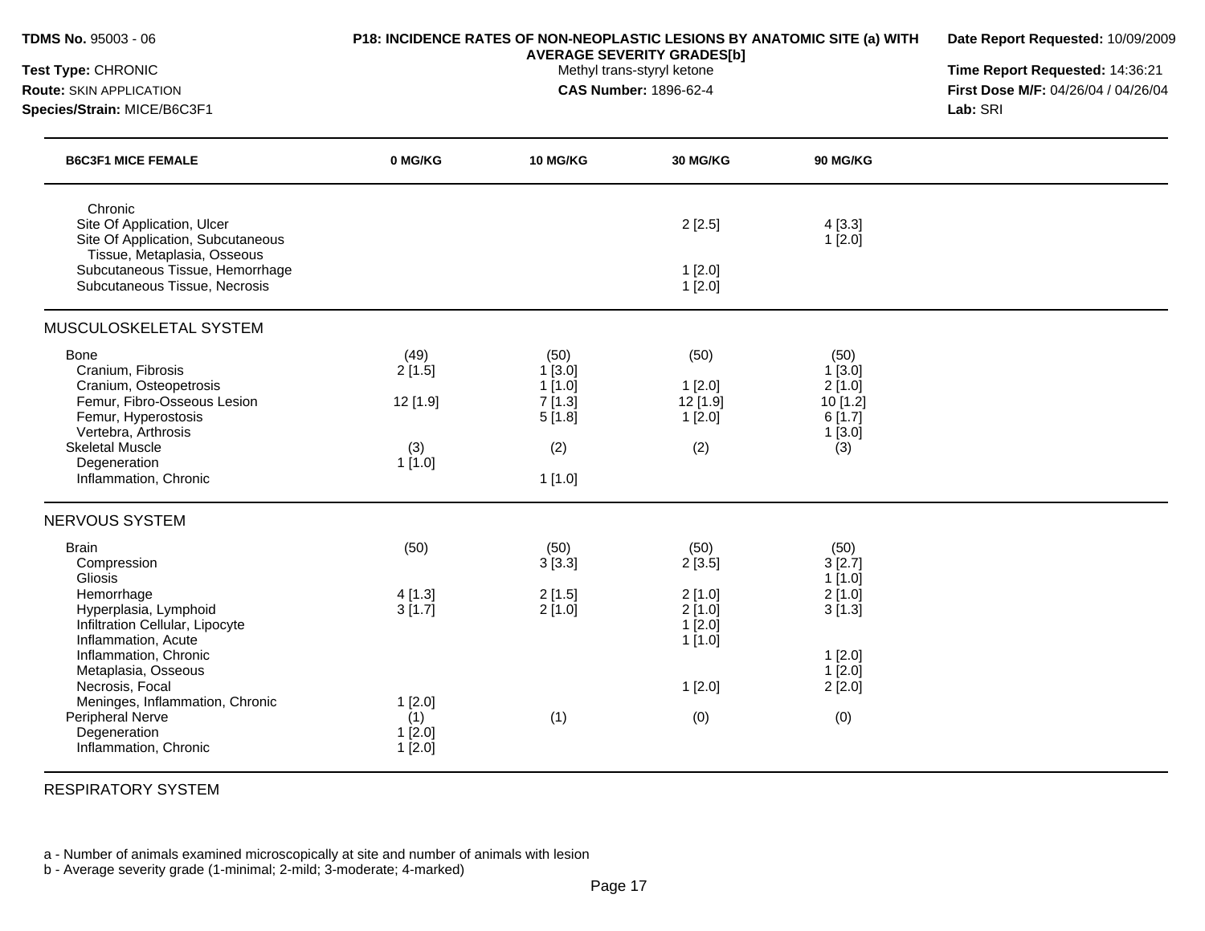**TDMS No.** 95003 - 06
**Test Type:** CHRONIC
**Route:** SKIN APPLICATION
**Species/Strain:** MICE/B6C3F1

**P18: INCIDENCE RATES OF NON-NEOPLASTIC LESIONS BY ANATOMIC SITE (a) WITH AVERAGE SEVERITY GRADES[b]**
Methyl trans-styryl ketone
**CAS Number:** 1896-62-4

**Date Report Requested:** 10/09/2009
**Time Report Requested:** 14:36:21
**First Dose M/F:** 04/26/04 / 04/26/04
**Lab:** SRI

| B6C3F1 MICE FEMALE | 0 MG/KG | 10 MG/KG | 30 MG/KG | 90 MG/KG |
|---|---|---|---|---|
| Chronic | | | | |
| Site Of Application, Ulcer | | | 2 [2.5] | 4 [3.3] |
| Site Of Application, Subcutaneous Tissue, Metaplasia, Osseous | | | | 1 [2.0] |
| Subcutaneous Tissue, Hemorrhage | | | 1 [2.0] | |
| Subcutaneous Tissue, Necrosis | | | 1 [2.0] | |
| **MUSCULOSKELETAL SYSTEM** | | | | |
| Bone | (49) | (50) | (50) | (50) |
| Cranium, Fibrosis | 2 [1.5] | 1 [3.0] | | 1 [3.0] |
| Cranium, Osteopetrosis | | 1 [1.0] | 1 [2.0] | 2 [1.0] |
| Femur, Fibro-Osseous Lesion | 12 [1.9] | 7 [1.3] | 12 [1.9] | 10 [1.2] |
| Femur, Hyperostosis | | 5 [1.8] | 1 [2.0] | 6 [1.7] |
| Vertebra, Arthrosis | | | | 1 [3.0] |
| Skeletal Muscle | (3) | (2) | (2) | (3) |
| Degeneration | 1 [1.0] | | | |
| Inflammation, Chronic | | 1 [1.0] | | |
| **NERVOUS SYSTEM** | | | | |
| Brain | (50) | (50) | (50) | (50) |
| Compression | | 3 [3.3] | 2 [3.5] | 3 [2.7] |
| Gliosis | | | | 1 [1.0] |
| Hemorrhage | 4 [1.3] | 2 [1.5] | 2 [1.0] | 2 [1.0] |
| Hyperplasia, Lymphoid | 3 [1.7] | 2 [1.0] | 2 [1.0] | 3 [1.3] |
| Infiltration Cellular, Lipocyte | | | 1 [2.0] | |
| Inflammation, Acute | | | 1 [1.0] | |
| Inflammation, Chronic | | | | 1 [2.0] |
| Metaplasia, Osseous | | | | 1 [2.0] |
| Necrosis, Focal | | | 1 [2.0] | 2 [2.0] |
| Meninges, Inflammation, Chronic | 1 [2.0] | | | |
| Peripheral Nerve | (1) | (1) | (0) | (0) |
| Degeneration | 1 [2.0] | | | |
| Inflammation, Chronic | 1 [2.0] | | | |
| **RESPIRATORY SYSTEM** | | | | |

a - Number of animals examined microscopically at site and number of animals with lesion
b - Average severity grade (1-minimal; 2-mild; 3-moderate; 4-marked)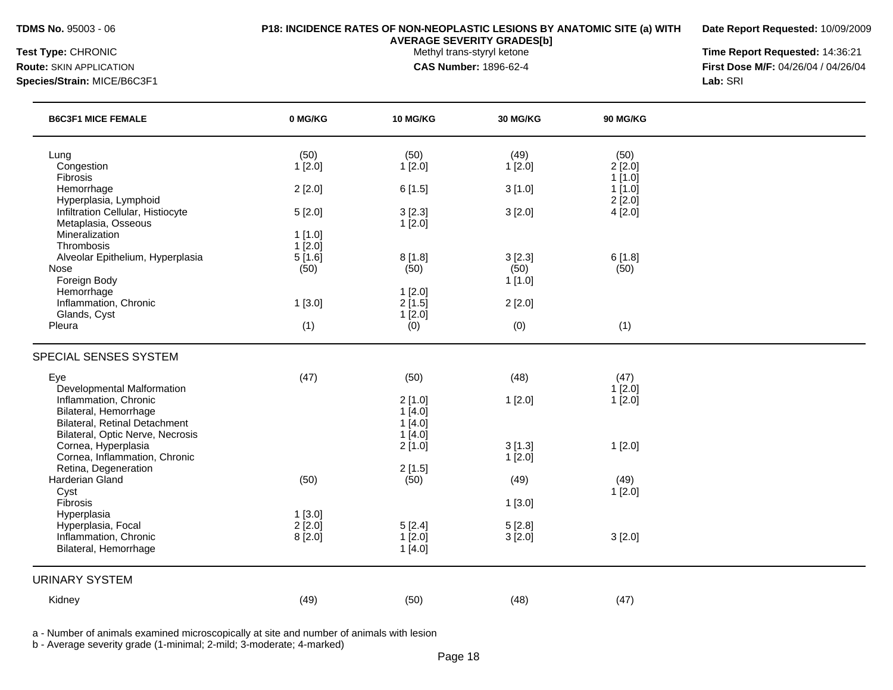**TDMS No.** 95003 - 06

**Test Type:** CHRONIC

**Route:** SKIN APPLICATION

**Species/Strain:** MICE/B6C3F1

**P18: INCIDENCE RATES OF NON-NEOPLASTIC LESIONS BY ANATOMIC SITE (a) WITH AVERAGE SEVERITY GRADES[b]**

Methyl trans-styryl ketone

**CAS Number:** 1896-62-4

**Date Report Requested:** 10/09/2009

**Time Report Requested:** 14:36:21

**First Dose M/F:** 04/26/04 / 04/26/04

**Lab:** SRI

| B6C3F1 MICE FEMALE | 0 MG/KG | 10 MG/KG | 30 MG/KG | 90 MG/KG |
|---|---|---|---|---|
| Lung | (50) | (50) | (49) | (50) |
| Congestion | 1 [2.0] | 1 [2.0] | 1 [2.0] | 2 [2.0] |
| Fibrosis | | | | 1 [1.0] |
| Hemorrhage | 2 [2.0] | 6 [1.5] | 3 [1.0] | 1 [1.0] |
| Hyperplasia, Lymphoid | | | | 2 [2.0] |
| Infiltration Cellular, Histiocyte | 5 [2.0] | 3 [2.3] | 3 [2.0] | 4 [2.0] |
| Metaplasia, Osseous | | 1 [2.0] | | |
| Mineralization | 1 [1.0] | | | |
| Thrombosis | 1 [2.0] | | | |
| Alveolar Epithelium, Hyperplasia | 5 [1.6] | 8 [1.8] | 3 [2.3] | 6 [1.8] |
| Nose | (50) | (50) | (50) | (50) |
| Foreign Body | | | 1 [1.0] | |
| Hemorrhage | | 1 [2.0] | | |
| Inflammation, Chronic | 1 [3.0] | 2 [1.5] | 2 [2.0] | |
| Glands, Cyst | | 1 [2.0] | | |
| Pleura | (1) | (0) | (0) | (1) |
| **SPECIAL SENSES SYSTEM** | | | | |
| Eye | (47) | (50) | (48) | (47) |
| Developmental Malformation | | | | 1 [2.0] |
| Inflammation, Chronic | | 2 [1.0] | 1 [2.0] | 1 [2.0] |
| Bilateral, Hemorrhage | | 1 [4.0] | | |
| Bilateral, Retinal Detachment | | 1 [4.0] | | |
| Bilateral, Optic Nerve, Necrosis | | 1 [4.0] | | |
| Cornea, Hyperplasia | | 2 [1.0] | 3 [1.3] | 1 [2.0] |
| Cornea, Inflammation, Chronic | | | 1 [2.0] | |
| Retina, Degeneration | | 2 [1.5] | | |
| Harderian Gland | (50) | (50) | (49) | (49) |
| Cyst | | | | 1 [2.0] |
| Fibrosis | | | 1 [3.0] | |
| Hyperplasia | 1 [3.0] | | | |
| Hyperplasia, Focal | 2 [2.0] | 5 [2.4] | 5 [2.8] | |
| Inflammation, Chronic | 8 [2.0] | 1 [2.0] | 3 [2.0] | 3 [2.0] |
| Bilateral, Hemorrhage | | 1 [4.0] | | |
| **URINARY SYSTEM** | | | | |
| Kidney | (49) | (50) | (48) | (47) |

a - Number of animals examined microscopically at site and number of animals with lesion

b - Average severity grade (1-minimal; 2-mild; 3-moderate; 4-marked)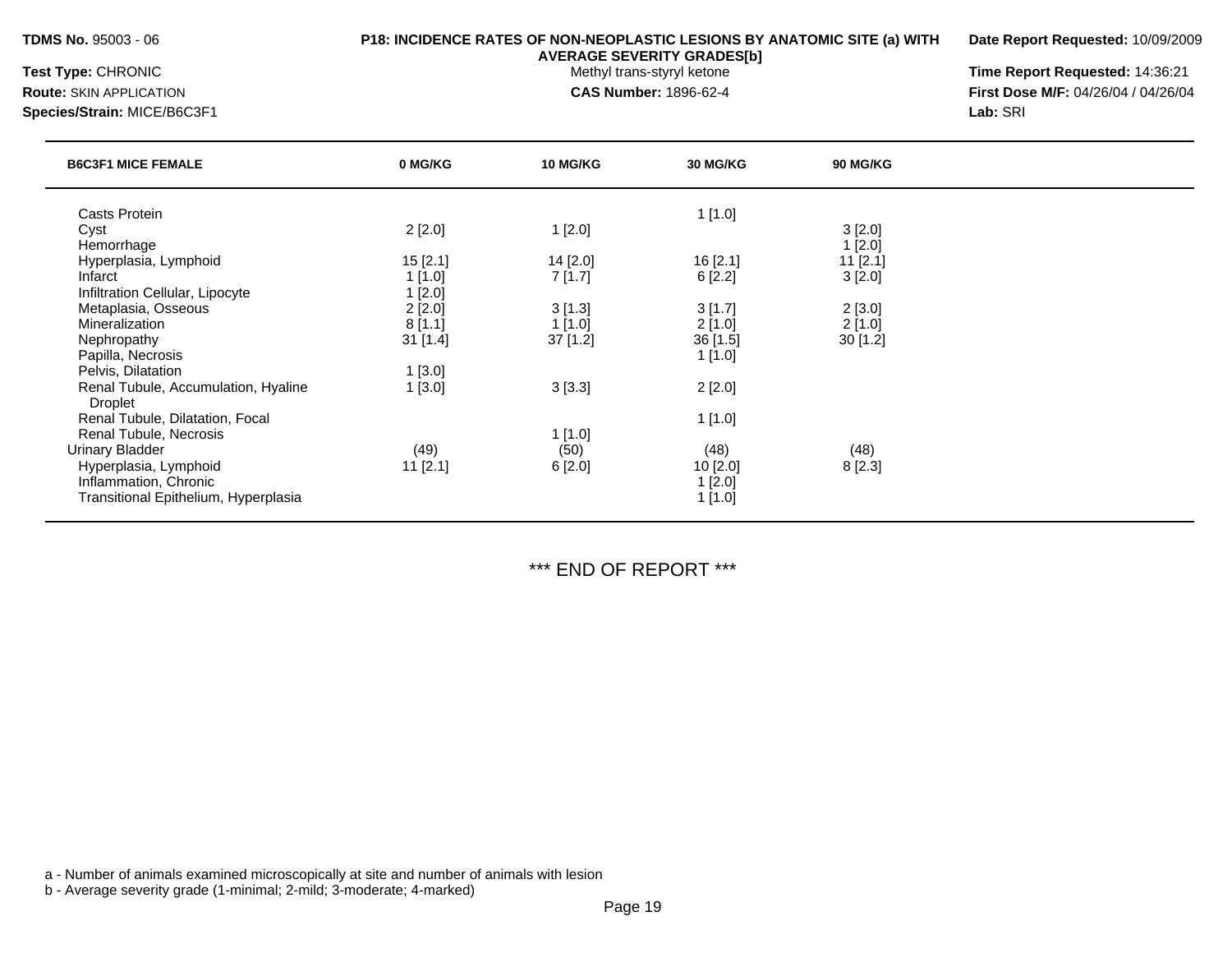**TDMS No.** 95003 - 06

**P18: INCIDENCE RATES OF NON-NEOPLASTIC LESIONS BY ANATOMIC SITE (a) WITH AVERAGE SEVERITY GRADES[b]**

Methyl trans-styryl ketone

**CAS Number:** 1896-62-4

**Date Report Requested:** 10/09/2009

**Time Report Requested:** 14:36:21

**First Dose M/F:** 04/26/04 / 04/26/04

**Lab:** SRI

**Test Type:** CHRONIC

**Route:** SKIN APPLICATION

**Species/Strain:** MICE/B6C3F1

| B6C3F1 MICE FEMALE | 0 MG/KG | 10 MG/KG | 30 MG/KG | 90 MG/KG |
|---|---|---|---|---|
| Casts Protein | | | 1 [1.0] | |
| Cyst | 2 [2.0] | 1 [2.0] | | 3 [2.0] |
| Hemorrhage | | | | 1 [2.0] |
| Hyperplasia, Lymphoid | 15 [2.1] | 14 [2.0] | 16 [2.1] | 11 [2.1] |
| Infarct | 1 [1.0] | 7 [1.7] | 6 [2.2] | 3 [2.0] |
| Infiltration Cellular, Lipocyte | 1 [2.0] | | | |
| Metaplasia, Osseous | 2 [2.0] | 3 [1.3] | 3 [1.7] | 2 [3.0] |
| Mineralization | 8 [1.1] | 1 [1.0] | 2 [1.0] | 2 [1.0] |
| Nephropathy | 31 [1.4] | 37 [1.2] | 36 [1.5] | 30 [1.2] |
| Papilla, Necrosis | | | 1 [1.0] | |
| Pelvis, Dilatation | 1 [3.0] | | | |
| Renal Tubule, Accumulation, Hyaline Droplet | 1 [3.0] | 3 [3.3] | 2 [2.0] | |
| Renal Tubule, Dilatation, Focal | | | 1 [1.0] | |
| Renal Tubule, Necrosis | | 1 [1.0] | | |
| Urinary Bladder | (49) | (50) | (48) | (48) |
| Hyperplasia, Lymphoid | 11 [2.1] | 6 [2.0] | 10 [2.0] | 8 [2.3] |
| Inflammation, Chronic | | | 1 [2.0] | |
| Transitional Epithelium, Hyperplasia | | | 1 [1.0] | |

\*\*\* END OF REPORT \*\*\*

a - Number of animals examined microscopically at site and number of animals with lesion

b - Average severity grade (1-minimal; 2-mild; 3-moderate; 4-marked)